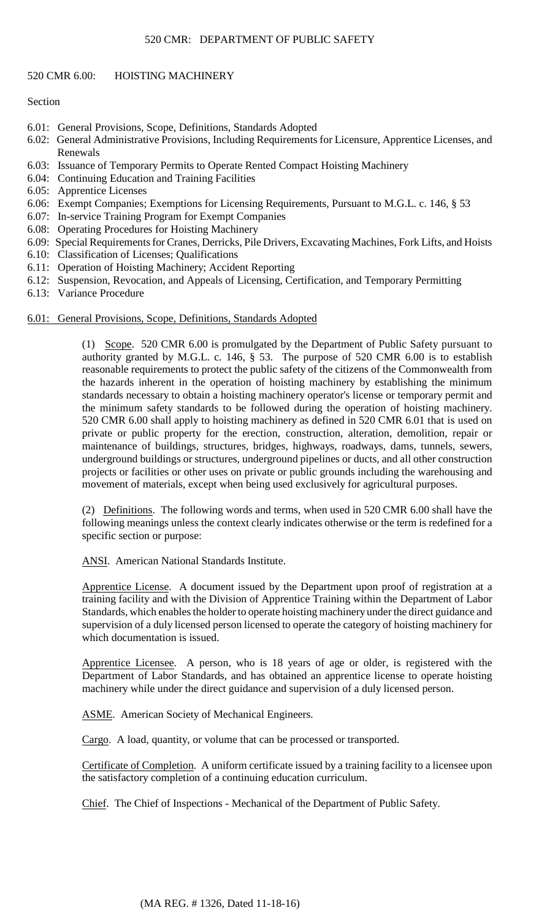# 520 CMR 6.00: HOISTING MACHINERY

Section

- 6.01: General Provisions, Scope, Definitions, Standards Adopted
- 6.02: General Administrative Provisions, Including Requirements for Licensure, Apprentice Licenses, and Renewals
- 6.03: Issuance of Temporary Permits to Operate Rented Compact Hoisting Machinery
- 6.04: Continuing Education and Training Facilities
- 6.05: Apprentice Licenses
- 6.06: Exempt Companies; Exemptions for Licensing Requirements, Pursuant to M.G.L. c. 146, § 53
- 6.07: In-service Training Program for Exempt Companies
- 6.08: Operating Procedures for Hoisting Machinery
- 6.09: Special Requirements for Cranes, Derricks, Pile Drivers, Excavating Machines, Fork Lifts, and Hoists
- 6.10: Classification of Licenses; Qualifications
- 6.11: Operation of Hoisting Machinery; Accident Reporting
- 6.12: Suspension, Revocation, and Appeals of Licensing, Certification, and Temporary Permitting
- 6.13: Variance Procedure

## 6.01: General Provisions, Scope, Definitions, Standards Adopted

(1) Scope. 520 CMR 6.00 is promulgated by the Department of Public Safety pursuant to authority granted by M.G.L. c. 146, § 53. The purpose of 520 CMR 6.00 is to establish reasonable requirements to protect the public safety of the citizens of the Commonwealth from the hazards inherent in the operation of hoisting machinery by establishing the minimum standards necessary to obtain a hoisting machinery operator's license or temporary permit and the minimum safety standards to be followed during the operation of hoisting machinery. 520 CMR 6.00 shall apply to hoisting machinery as defined in 520 CMR 6.01 that is used on private or public property for the erection, construction, alteration, demolition, repair or maintenance of buildings, structures, bridges, highways, roadways, dams, tunnels, sewers, underground buildings or structures, underground pipelines or ducts, and all other construction projects or facilities or other uses on private or public grounds including the warehousing and movement of materials, except when being used exclusively for agricultural purposes.

(2) Definitions. The following words and terms, when used in 520 CMR 6.00 shall have the following meanings unless the context clearly indicates otherwise or the term is redefined for a specific section or purpose:

ANSI. American National Standards Institute.

Apprentice License. A document issued by the Department upon proof of registration at a training facility and with the Division of Apprentice Training within the Department of Labor Standards, which enables the holder to operate hoisting machinery under the direct guidance and supervision of a duly licensed person licensed to operate the category of hoisting machinery for which documentation is issued.

Apprentice Licensee. A person, who is 18 years of age or older, is registered with the Department of Labor Standards, and has obtained an apprentice license to operate hoisting machinery while under the direct guidance and supervision of a duly licensed person.

ASME. American Society of Mechanical Engineers.

Cargo. A load, quantity, or volume that can be processed or transported.

Certificate of Completion. A uniform certificate issued by a training facility to a licensee upon the satisfactory completion of a continuing education curriculum.

Chief. The Chief of Inspections - Mechanical of the Department of Public Safety.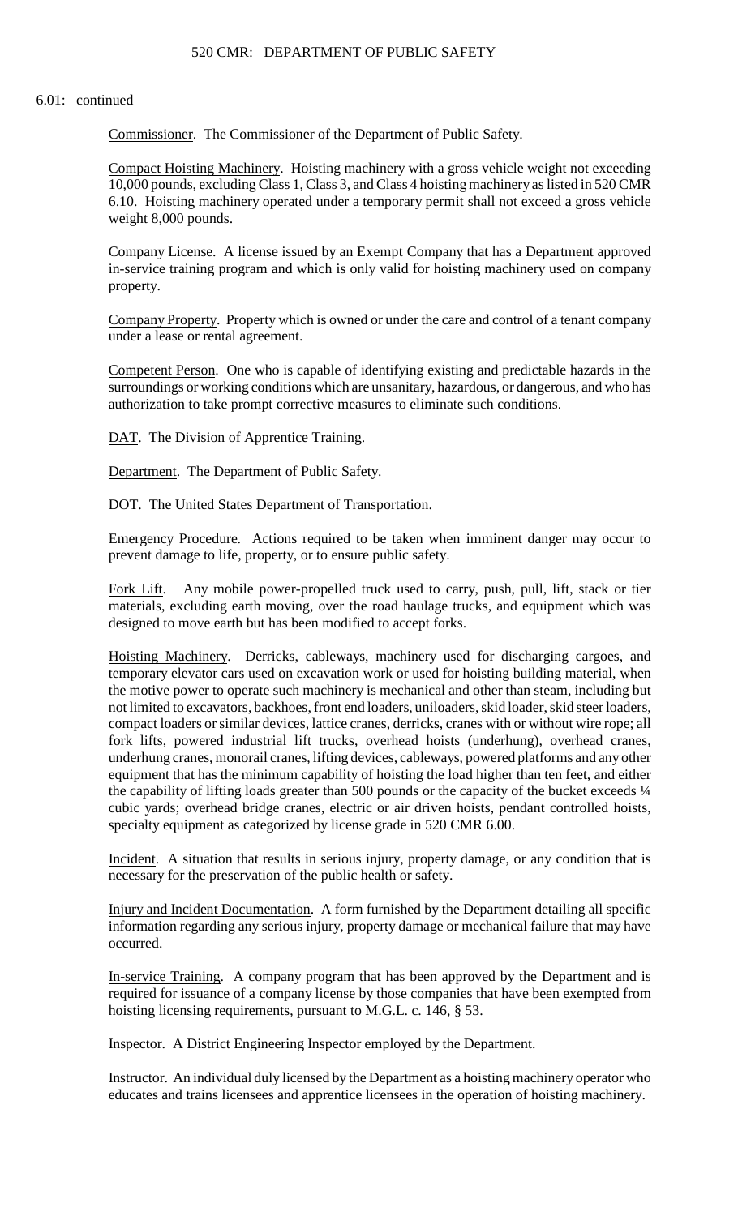6.01: continued

Commissioner. The Commissioner of the Department of Public Safety.

Compact Hoisting Machinery. Hoisting machinery with a gross vehicle weight not exceeding 10,000 pounds, excluding Class 1, Class 3, and Class 4 hoisting machinery as listed in 520 CMR 6.10. Hoisting machinery operated under a temporary permit shall not exceed a gross vehicle weight 8,000 pounds.

Company License. A license issued by an Exempt Company that has a Department approved in-service training program and which is only valid for hoisting machinery used on company property.

Company Property. Property which is owned or under the care and control of a tenant company under a lease or rental agreement.

Competent Person. One who is capable of identifying existing and predictable hazards in the surroundings or working conditions which are unsanitary, hazardous, or dangerous, and who has authorization to take prompt corrective measures to eliminate such conditions.

DAT. The Division of Apprentice Training.

Department. The Department of Public Safety.

DOT. The United States Department of Transportation.

Emergency Procedure. Actions required to be taken when imminent danger may occur to prevent damage to life, property, or to ensure public safety.

Fork Lift. Any mobile power-propelled truck used to carry, push, pull, lift, stack or tier materials, excluding earth moving, over the road haulage trucks, and equipment which was designed to move earth but has been modified to accept forks.

Hoisting Machinery. Derricks, cableways, machinery used for discharging cargoes, and temporary elevator cars used on excavation work or used for hoisting building material, when the motive power to operate such machinery is mechanical and other than steam, including but not limited to excavators, backhoes, front end loaders, uniloaders, skid loader, skid steer loaders, compact loaders or similar devices, lattice cranes, derricks, cranes with or without wire rope; all fork lifts, powered industrial lift trucks, overhead hoists (underhung), overhead cranes, underhung cranes, monorail cranes, lifting devices, cableways, powered platforms and any other equipment that has the minimum capability of hoisting the load higher than ten feet, and either the capability of lifting loads greater than 500 pounds or the capacity of the bucket exceeds ¼ cubic yards; overhead bridge cranes, electric or air driven hoists, pendant controlled hoists, specialty equipment as categorized by license grade in 520 CMR 6.00.

Incident. A situation that results in serious injury, property damage, or any condition that is necessary for the preservation of the public health or safety.

Injury and Incident Documentation. A form furnished by the Department detailing all specific information regarding any serious injury, property damage or mechanical failure that may have occurred.

In-service Training. A company program that has been approved by the Department and is required for issuance of a company license by those companies that have been exempted from hoisting licensing requirements, pursuant to M.G.L. c. 146, § 53.

Inspector. A District Engineering Inspector employed by the Department.

Instructor. An individual duly licensed by the Department as a hoisting machinery operator who educates and trains licensees and apprentice licensees in the operation of hoisting machinery.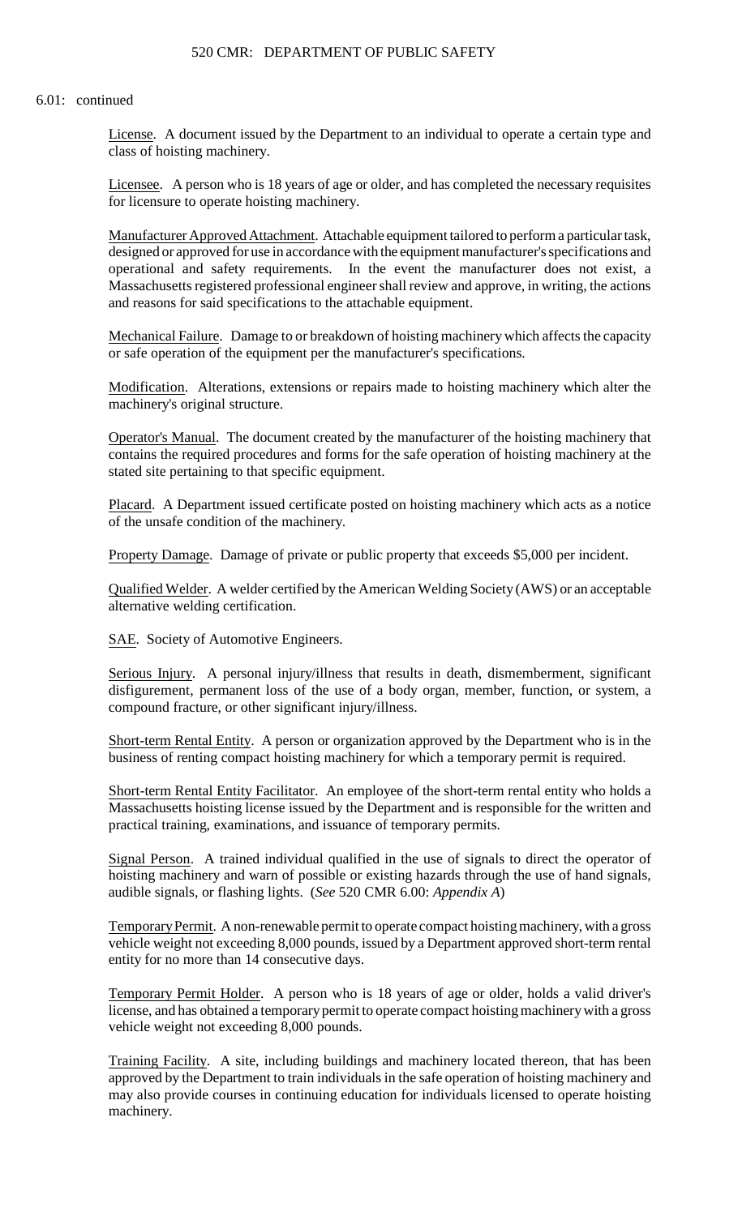6.01: continued

<u>License</u>. A document issued by the Department to an individual to operate a certain type and class of hoisting machinery.

<u>Licensee</u>. A person who is 18 years of age or older, and has completed the necessary requisites for licensure to operate hoisting machinery.

<u>Manufacturer Approved Attachment</u>. Attachable equipment tailored to perform a particular task, designed or approved for use in accordance with the equipment manufacturer's specifications and operational and safety requirements. In the event the manufacturer does not exist, a Massachusetts registered professional engineer shall review and approve, in writing, the actions and reasons for said specifications to the attachable equipment.

<u>Mechanical Failure</u>. Damage to or breakdown of hoisting machinery which affects the capacity or safe operation of the equipment per the manufacturer's specifications.

<u>Modification</u>. Alterations, extensions or repairs made to hoisting machinery which alter the machinery's original structure.

<u>Operator's Manual</u>. The document created by the manufacturer of the hoisting machinery that contains the required procedures and forms for the safe operation of hoisting machinery at the stated site pertaining to that specific equipment.

<u>Placard</u>. A Department issued certificate posted on hoisting machinery which acts as a notice of the unsafe condition of the machinery.

<u>Property Damage</u>. Damage of private or public property that exceeds $5,000 per incident.

<u>Qualified Welder</u>. A welder certified by the American Welding Society (AWS) or an acceptable alternative welding certification.

<u>SAE</u>. Society of Automotive Engineers.

<u>Serious Injury</u>. A personal injury/illness that results in death, dismemberment, significant disfigurement, permanent loss of the use of a body organ, member, function, or system, a compound fracture, or other significant injury/illness.

<u>Short-term Rental Entity</u>. A person or organization approved by the Department who is in the business of renting compact hoisting machinery for which a temporary permit is required.

<u>Short-term Rental Entity Facilitator</u>. An employee of the short-term rental entity who holds a Massachusetts hoisting license issued by the Department and is responsible for the written and practical training, examinations, and issuance of temporary permits.

<u>Signal Person</u>. A trained individual qualified in the use of signals to direct the operator of hoisting machinery and warn of possible or existing hazards through the use of hand signals, audible signals, or flashing lights. (*See* 520 CMR 6.00: *Appendix A*)

<u>Temporary Permit</u>. A non-renewable permit to operate compact hoisting machinery, with a gross vehicle weight not exceeding 8,000 pounds, issued by a Department approved short-term rental entity for no more than 14 consecutive days.

<u>Temporary Permit Holder</u>. A person who is 18 years of age or older, holds a valid driver's license, and has obtained a temporary permit to operate compact hoisting machinery with a gross vehicle weight not exceeding 8,000 pounds.

<u>Training Facility</u>. A site, including buildings and machinery located thereon, that has been approved by the Department to train individuals in the safe operation of hoisting machinery and may also provide courses in continuing education for individuals licensed to operate hoisting machinery.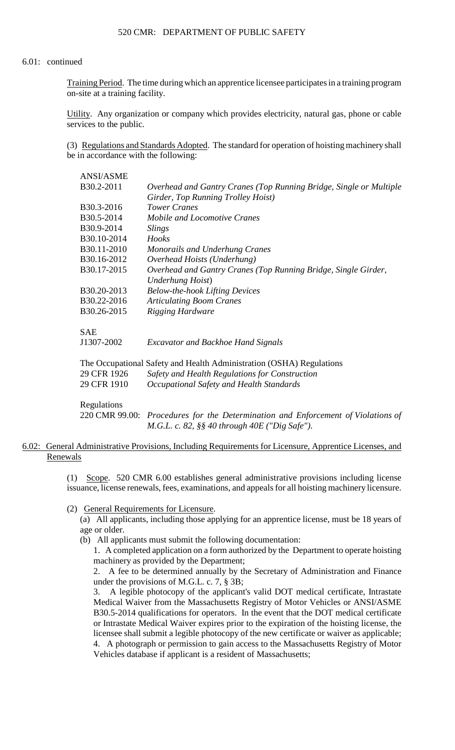6.01: continued

<u>Training Period</u>. The time during which an apprentice licensee participates in a training program on-site at a training facility.

<u>Utility</u>. Any organization or company which provides electricity, natural gas, phone or cable services to the public.

(3) <u>Regulations and Standards Adopted</u>. The standard for operation of hoisting machinery shall be in accordance with the following:

ANSI/ASME

| | |
|---|---|
| B30.2-2011 | *Overhead and Gantry Cranes (Top Running Bridge, Single or Multiple Girder, Top Running Trolley Hoist)* |
| B30.3-2016 | *Tower Cranes* |
| B30.5-2014 | *Mobile and Locomotive Cranes* |
| B30.9-2014 | *Slings* |
| B30.10-2014 | *Hooks* |
| B30.11-2010 | *Monorails and Underhung Cranes* |
| B30.16-2012 | *Overhead Hoists (Underhung)* |
| B30.17-2015 | *Overhead and Gantry Cranes (Top Running Bridge, Single Girder, Underhung Hoist)* |
| B30.20-2013 | *Below-the-hook Lifting Devices* |
| B30.22-2016 | *Articulating Boom Cranes* |
| B30.26-2015 | *Rigging Hardware* |

SAE

| | |
|---|---|
| J1307-2002 | *Excavator and Backhoe Hand Signals* |

The Occupational Safety and Health Administration (OSHA) Regulations

| | |
|---|---|
| 29 CFR 1926 | *Safety and Health Regulations for Construction* |
| 29 CFR 1910 | *Occupational Safety and Health Standards* |

Regulations

| | |
|---|---|
| 220 CMR 99.00: | *Procedures for the Determination and Enforcement of Violations of M.G.L. c. 82, §§ 40 through 40E ("Dig Safe").* |

## 6.02: General Administrative Provisions, Including Requirements for Licensure, Apprentice Licenses, and Renewals

(1) <u>Scope</u>. 520 CMR 6.00 establishes general administrative provisions including license issuance, license renewals, fees, examinations, and appeals for all hoisting machinery licensure.

(2) <u>General Requirements for Licensure</u>.

(a) All applicants, including those applying for an apprentice license, must be 18 years of age or older.

(b) All applicants must submit the following documentation:

1. A completed application on a form authorized by the Department to operate hoisting machinery as provided by the Department;

2. A fee to be determined annually by the Secretary of Administration and Finance under the provisions of M.G.L. c. 7, § 3B;

3. A legible photocopy of the applicant's valid DOT medical certificate, Intrastate Medical Waiver from the Massachusetts Registry of Motor Vehicles or ANSI/ASME B30.5-2014 qualifications for operators. In the event that the DOT medical certificate or Intrastate Medical Waiver expires prior to the expiration of the hoisting license, the licensee shall submit a legible photocopy of the new certificate or waiver as applicable;

4. A photograph or permission to gain access to the Massachusetts Registry of Motor Vehicles database if applicant is a resident of Massachusetts;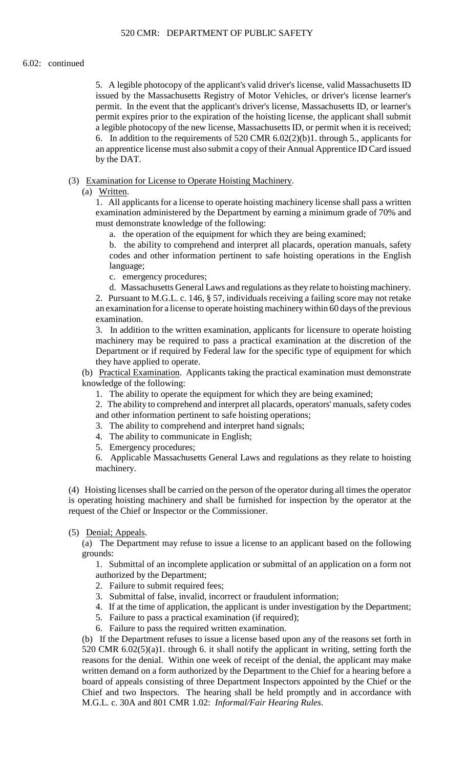6.02: continued

5. A legible photocopy of the applicant's valid driver's license, valid Massachusetts ID issued by the Massachusetts Registry of Motor Vehicles, or driver's license learner's permit. In the event that the applicant's driver's license, Massachusetts ID, or learner's permit expires prior to the expiration of the hoisting license, the applicant shall submit a legible photocopy of the new license, Massachusetts ID, or permit when it is received;

6. In addition to the requirements of 520 CMR 6.02(2)(b)1. through 5., applicants for an apprentice license must also submit a copy of their Annual Apprentice ID Card issued by the DAT.

(3) Examination for License to Operate Hoisting Machinery.

(a) Written.

1. All applicants for a license to operate hoisting machinery license shall pass a written examination administered by the Department by earning a minimum grade of 70% and must demonstrate knowledge of the following:

a. the operation of the equipment for which they are being examined;

b. the ability to comprehend and interpret all placards, operation manuals, safety codes and other information pertinent to safe hoisting operations in the English language;

c. emergency procedures;

d. Massachusetts General Laws and regulations as they relate to hoisting machinery.

2. Pursuant to M.G.L. c. 146, § 57, individuals receiving a failing score may not retake an examination for a license to operate hoisting machinery within 60 days of the previous examination.

3. In addition to the written examination, applicants for licensure to operate hoisting machinery may be required to pass a practical examination at the discretion of the Department or if required by Federal law for the specific type of equipment for which they have applied to operate.

(b) Practical Examination. Applicants taking the practical examination must demonstrate knowledge of the following:

1. The ability to operate the equipment for which they are being examined;

2. The ability to comprehend and interpret all placards, operators' manuals, safety codes and other information pertinent to safe hoisting operations;

3. The ability to comprehend and interpret hand signals;

4. The ability to communicate in English;

5. Emergency procedures;

6. Applicable Massachusetts General Laws and regulations as they relate to hoisting machinery.

(4) Hoisting licenses shall be carried on the person of the operator during all times the operator is operating hoisting machinery and shall be furnished for inspection by the operator at the request of the Chief or Inspector or the Commissioner.

(5) Denial; Appeals.

(a) The Department may refuse to issue a license to an applicant based on the following grounds:

1. Submittal of an incomplete application or submittal of an application on a form not authorized by the Department;

2. Failure to submit required fees;

3. Submittal of false, invalid, incorrect or fraudulent information;

4. If at the time of application, the applicant is under investigation by the Department;

5. Failure to pass a practical examination (if required);

6. Failure to pass the required written examination.

(b) If the Department refuses to issue a license based upon any of the reasons set forth in 520 CMR 6.02(5)(a)1. through 6. it shall notify the applicant in writing, setting forth the reasons for the denial. Within one week of receipt of the denial, the applicant may make written demand on a form authorized by the Department to the Chief for a hearing before a board of appeals consisting of three Department Inspectors appointed by the Chief or the Chief and two Inspectors. The hearing shall be held promptly and in accordance with M.G.L. c. 30A and 801 CMR 1.02: *Informal/Fair Hearing Rules*.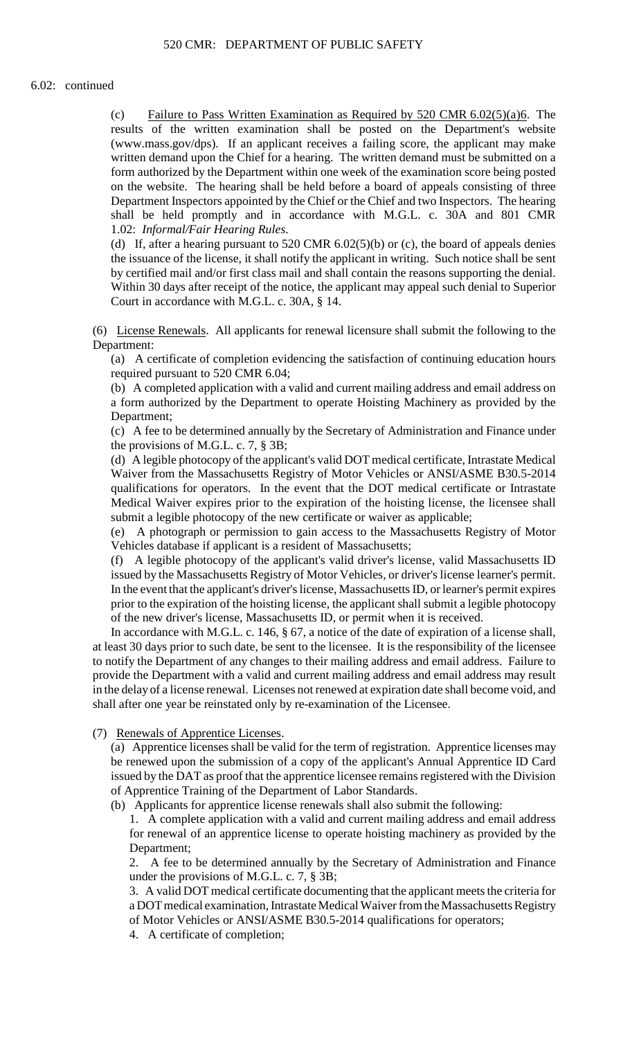6.02: continued

(c) Failure to Pass Written Examination as Required by 520 CMR 6.02(5)(a)6. The results of the written examination shall be posted on the Department's website (www.mass.gov/dps). If an applicant receives a failing score, the applicant may make written demand upon the Chief for a hearing. The written demand must be submitted on a form authorized by the Department within one week of the examination score being posted on the website. The hearing shall be held before a board of appeals consisting of three Department Inspectors appointed by the Chief or the Chief and two Inspectors. The hearing shall be held promptly and in accordance with M.G.L. c. 30A and 801 CMR 1.02: *Informal/Fair Hearing Rules*.

(d) If, after a hearing pursuant to 520 CMR 6.02(5)(b) or (c), the board of appeals denies the issuance of the license, it shall notify the applicant in writing. Such notice shall be sent by certified mail and/or first class mail and shall contain the reasons supporting the denial. Within 30 days after receipt of the notice, the applicant may appeal such denial to Superior Court in accordance with M.G.L. c. 30A, § 14.

(6) License Renewals. All applicants for renewal licensure shall submit the following to the Department:

(a) A certificate of completion evidencing the satisfaction of continuing education hours required pursuant to 520 CMR 6.04;

(b) A completed application with a valid and current mailing address and email address on a form authorized by the Department to operate Hoisting Machinery as provided by the Department;

(c) A fee to be determined annually by the Secretary of Administration and Finance under the provisions of M.G.L. c. 7, § 3B;

(d) A legible photocopy of the applicant's valid DOT medical certificate, Intrastate Medical Waiver from the Massachusetts Registry of Motor Vehicles or ANSI/ASME B30.5-2014 qualifications for operators. In the event that the DOT medical certificate or Intrastate Medical Waiver expires prior to the expiration of the hoisting license, the licensee shall submit a legible photocopy of the new certificate or waiver as applicable;

(e) A photograph or permission to gain access to the Massachusetts Registry of Motor Vehicles database if applicant is a resident of Massachusetts;

(f) A legible photocopy of the applicant's valid driver's license, valid Massachusetts ID issued by the Massachusetts Registry of Motor Vehicles, or driver's license learner's permit. In the event that the applicant's driver's license, Massachusetts ID, or learner's permit expires prior to the expiration of the hoisting license, the applicant shall submit a legible photocopy of the new driver's license, Massachusetts ID, or permit when it is received.

In accordance with M.G.L. c. 146, § 67, a notice of the date of expiration of a license shall, at least 30 days prior to such date, be sent to the licensee. It is the responsibility of the licensee to notify the Department of any changes to their mailing address and email address. Failure to provide the Department with a valid and current mailing address and email address may result in the delay of a license renewal. Licenses not renewed at expiration date shall become void, and shall after one year be reinstated only by re-examination of the Licensee.

(7) Renewals of Apprentice Licenses.

(a) Apprentice licenses shall be valid for the term of registration. Apprentice licenses may be renewed upon the submission of a copy of the applicant's Annual Apprentice ID Card issued by the DAT as proof that the apprentice licensee remains registered with the Division of Apprentice Training of the Department of Labor Standards.

(b) Applicants for apprentice license renewals shall also submit the following:

1. A complete application with a valid and current mailing address and email address for renewal of an apprentice license to operate hoisting machinery as provided by the Department;

2. A fee to be determined annually by the Secretary of Administration and Finance under the provisions of M.G.L. c. 7, § 3B;

3. A valid DOT medical certificate documenting that the applicant meets the criteria for a DOT medical examination, Intrastate Medical Waiver from the Massachusetts Registry of Motor Vehicles or ANSI/ASME B30.5-2014 qualifications for operators;

4. A certificate of completion;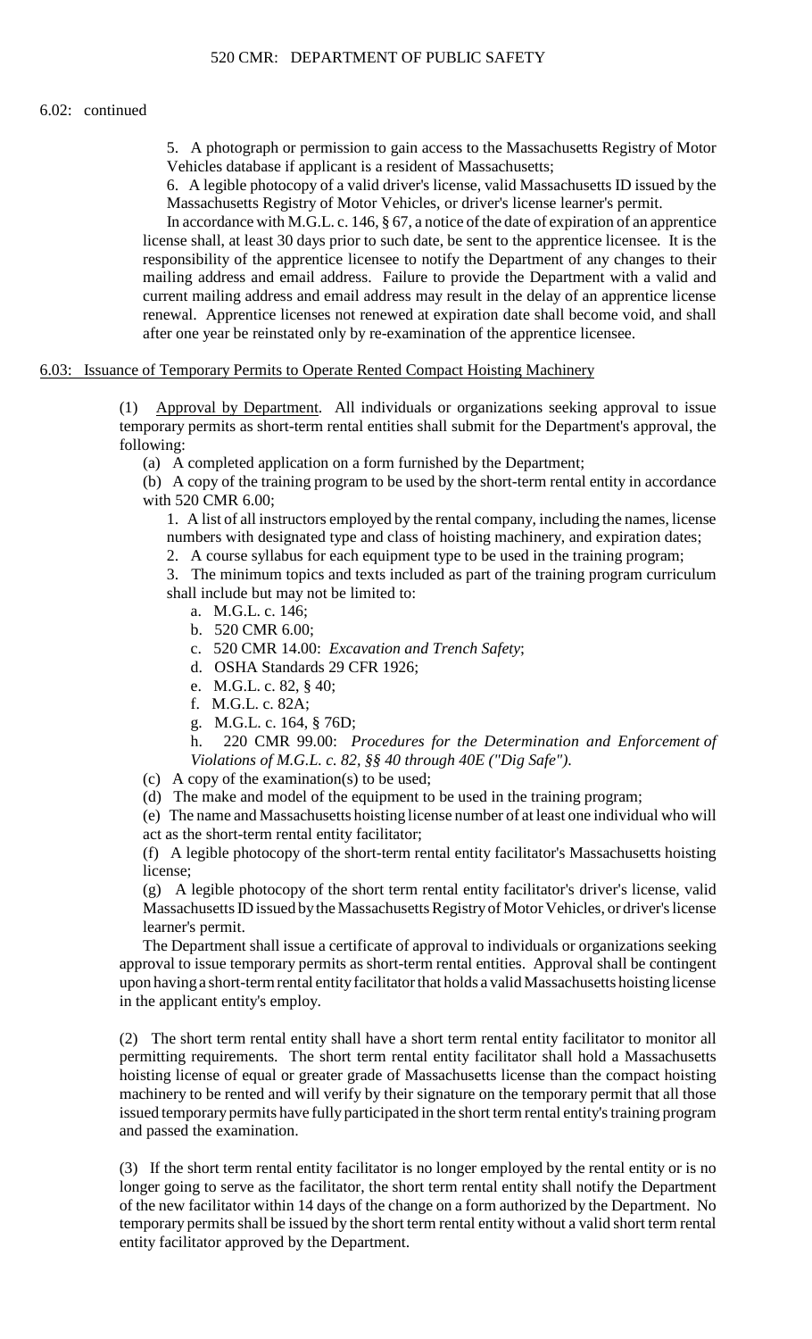6.02: continued

5. A photograph or permission to gain access to the Massachusetts Registry of Motor Vehicles database if applicant is a resident of Massachusetts;

6. A legible photocopy of a valid driver's license, valid Massachusetts ID issued by the Massachusetts Registry of Motor Vehicles, or driver's license learner's permit.

In accordance with M.G.L. c. 146, § 67, a notice of the date of expiration of an apprentice license shall, at least 30 days prior to such date, be sent to the apprentice licensee. It is the responsibility of the apprentice licensee to notify the Department of any changes to their mailing address and email address. Failure to provide the Department with a valid and current mailing address and email address may result in the delay of an apprentice license renewal. Apprentice licenses not renewed at expiration date shall become void, and shall after one year be reinstated only by re-examination of the apprentice licensee.

## 6.03: Issuance of Temporary Permits to Operate Rented Compact Hoisting Machinery

(1) Approval by Department. All individuals or organizations seeking approval to issue temporary permits as short-term rental entities shall submit for the Department's approval, the following:

(a) A completed application on a form furnished by the Department;

(b) A copy of the training program to be used by the short-term rental entity in accordance with 520 CMR 6.00;

1. A list of all instructors employed by the rental company, including the names, license numbers with designated type and class of hoisting machinery, and expiration dates;
2. A course syllabus for each equipment type to be used in the training program;
3. The minimum topics and texts included as part of the training program curriculum shall include but may not be limited to:
    a. M.G.L. c. 146;
    b. 520 CMR 6.00;
    c. 520 CMR 14.00: *Excavation and Trench Safety*;
    d. OSHA Standards 29 CFR 1926;
    e. M.G.L. c. 82, § 40;
    f. M.G.L. c. 82A;
    g. M.G.L. c. 164, § 76D;
    h. 220 CMR 99.00: *Procedures for the Determination and Enforcement of Violations of M.G.L. c. 82, §§ 40 through 40E ("Dig Safe")*.

(c) A copy of the examination(s) to be used;

(d) The make and model of the equipment to be used in the training program;

(e) The name and Massachusetts hoisting license number of at least one individual who will act as the short-term rental entity facilitator;

(f) A legible photocopy of the short-term rental entity facilitator's Massachusetts hoisting license;

(g) A legible photocopy of the short term rental entity facilitator's driver's license, valid Massachusetts ID issued by the Massachusetts Registry of Motor Vehicles, or driver's license learner's permit.

The Department shall issue a certificate of approval to individuals or organizations seeking approval to issue temporary permits as short-term rental entities. Approval shall be contingent upon having a short-term rental entity facilitator that holds a valid Massachusetts hoisting license in the applicant entity's employ.

(2) The short term rental entity shall have a short term rental entity facilitator to monitor all permitting requirements. The short term rental entity facilitator shall hold a Massachusetts hoisting license of equal or greater grade of Massachusetts license than the compact hoisting machinery to be rented and will verify by their signature on the temporary permit that all those issued temporary permits have fully participated in the short term rental entity's training program and passed the examination.

(3) If the short term rental entity facilitator is no longer employed by the rental entity or is no longer going to serve as the facilitator, the short term rental entity shall notify the Department of the new facilitator within 14 days of the change on a form authorized by the Department. No temporary permits shall be issued by the short term rental entity without a valid short term rental entity facilitator approved by the Department.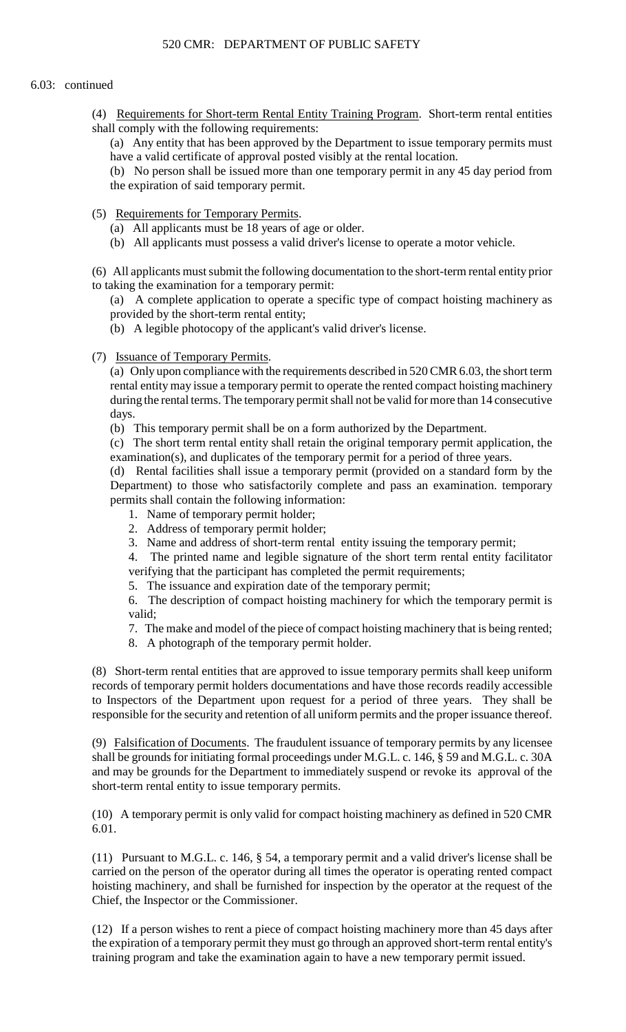6.03: continued

(4) Requirements for Short-term Rental Entity Training Program. Short-term rental entities shall comply with the following requirements:

(a) Any entity that has been approved by the Department to issue temporary permits must have a valid certificate of approval posted visibly at the rental location.

(b) No person shall be issued more than one temporary permit in any 45 day period from the expiration of said temporary permit.

(5) Requirements for Temporary Permits.

(a) All applicants must be 18 years of age or older.

(b) All applicants must possess a valid driver's license to operate a motor vehicle.

(6) All applicants must submit the following documentation to the short-term rental entity prior to taking the examination for a temporary permit:

(a) A complete application to operate a specific type of compact hoisting machinery as provided by the short-term rental entity;

(b) A legible photocopy of the applicant's valid driver's license.

(7) Issuance of Temporary Permits.

(a) Only upon compliance with the requirements described in 520 CMR 6.03, the short term rental entity may issue a temporary permit to operate the rented compact hoisting machinery during the rental terms. The temporary permit shall not be valid for more than 14 consecutive days.

(b) This temporary permit shall be on a form authorized by the Department.

(c) The short term rental entity shall retain the original temporary permit application, the examination(s), and duplicates of the temporary permit for a period of three years.

(d) Rental facilities shall issue a temporary permit (provided on a standard form by the Department) to those who satisfactorily complete and pass an examination. temporary permits shall contain the following information:

1. Name of temporary permit holder;
2. Address of temporary permit holder;
3. Name and address of short-term rental entity issuing the temporary permit;
4. The printed name and legible signature of the short term rental entity facilitator verifying that the participant has completed the permit requirements;
5. The issuance and expiration date of the temporary permit;
6. The description of compact hoisting machinery for which the temporary permit is valid;
7. The make and model of the piece of compact hoisting machinery that is being rented;
8. A photograph of the temporary permit holder.

(8) Short-term rental entities that are approved to issue temporary permits shall keep uniform records of temporary permit holders documentations and have those records readily accessible to Inspectors of the Department upon request for a period of three years. They shall be responsible for the security and retention of all uniform permits and the proper issuance thereof.

(9) Falsification of Documents. The fraudulent issuance of temporary permits by any licensee shall be grounds for initiating formal proceedings under M.G.L. c. 146, § 59 and M.G.L. c. 30A and may be grounds for the Department to immediately suspend or revoke its approval of the short-term rental entity to issue temporary permits.

(10) A temporary permit is only valid for compact hoisting machinery as defined in 520 CMR 6.01.

(11) Pursuant to M.G.L. c. 146, § 54, a temporary permit and a valid driver's license shall be carried on the person of the operator during all times the operator is operating rented compact hoisting machinery, and shall be furnished for inspection by the operator at the request of the Chief, the Inspector or the Commissioner.

(12) If a person wishes to rent a piece of compact hoisting machinery more than 45 days after the expiration of a temporary permit they must go through an approved short-term rental entity's training program and take the examination again to have a new temporary permit issued.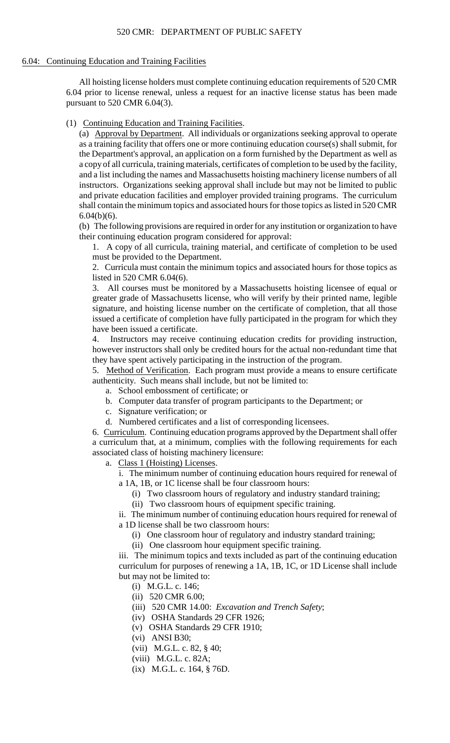6.04: Continuing Education and Training Facilities

All hoisting license holders must complete continuing education requirements of 520 CMR 6.04 prior to license renewal, unless a request for an inactive license status has been made pursuant to 520 CMR 6.04(3).

(1) Continuing Education and Training Facilities.

(a) Approval by Department. All individuals or organizations seeking approval to operate as a training facility that offers one or more continuing education course(s) shall submit, for the Department's approval, an application on a form furnished by the Department as well as a copy of all curricula, training materials, certificates of completion to be used by the facility, and a list including the names and Massachusetts hoisting machinery license numbers of all instructors. Organizations seeking approval shall include but may not be limited to public and private education facilities and employer provided training programs. The curriculum shall contain the minimum topics and associated hours for those topics as listed in 520 CMR 6.04(b)(6).

(b) The following provisions are required in order for any institution or organization to have their continuing education program considered for approval:

1. A copy of all curricula, training material, and certificate of completion to be used must be provided to the Department.

2. Curricula must contain the minimum topics and associated hours for those topics as listed in 520 CMR 6.04(6).

3. All courses must be monitored by a Massachusetts hoisting licensee of equal or greater grade of Massachusetts license, who will verify by their printed name, legible signature, and hoisting license number on the certificate of completion, that all those issued a certificate of completion have fully participated in the program for which they have been issued a certificate.

4. Instructors may receive continuing education credits for providing instruction, however instructors shall only be credited hours for the actual non-redundant time that they have spent actively participating in the instruction of the program.

5. Method of Verification. Each program must provide a means to ensure certificate authenticity. Such means shall include, but not be limited to:

a. School embossment of certificate; or

b. Computer data transfer of program participants to the Department; or

c. Signature verification; or

d. Numbered certificates and a list of corresponding licensees.

6. Curriculum. Continuing education programs approved by the Department shall offer a curriculum that, at a minimum, complies with the following requirements for each associated class of hoisting machinery licensure:

a. Class 1 (Hoisting) Licenses.

i. The minimum number of continuing education hours required for renewal of a 1A, 1B, or 1C license shall be four classroom hours:

(i) Two classroom hours of regulatory and industry standard training;

(ii) Two classroom hours of equipment specific training.

ii. The minimum number of continuing education hours required for renewal of a 1D license shall be two classroom hours:

(i) One classroom hour of regulatory and industry standard training;

(ii) One classroom hour equipment specific training.

iii. The minimum topics and texts included as part of the continuing education curriculum for purposes of renewing a 1A, 1B, 1C, or 1D License shall include but may not be limited to:

(i) M.G.L. c. 146;

(ii) 520 CMR 6.00;

(iii) 520 CMR 14.00: *Excavation and Trench Safety*;

(iv) OSHA Standards 29 CFR 1926;

(v) OSHA Standards 29 CFR 1910;

(vi) ANSI B30;

(vii) M.G.L. c. 82, § 40;

(viii) M.G.L. c. 82A;

(ix) M.G.L. c. 164, § 76D.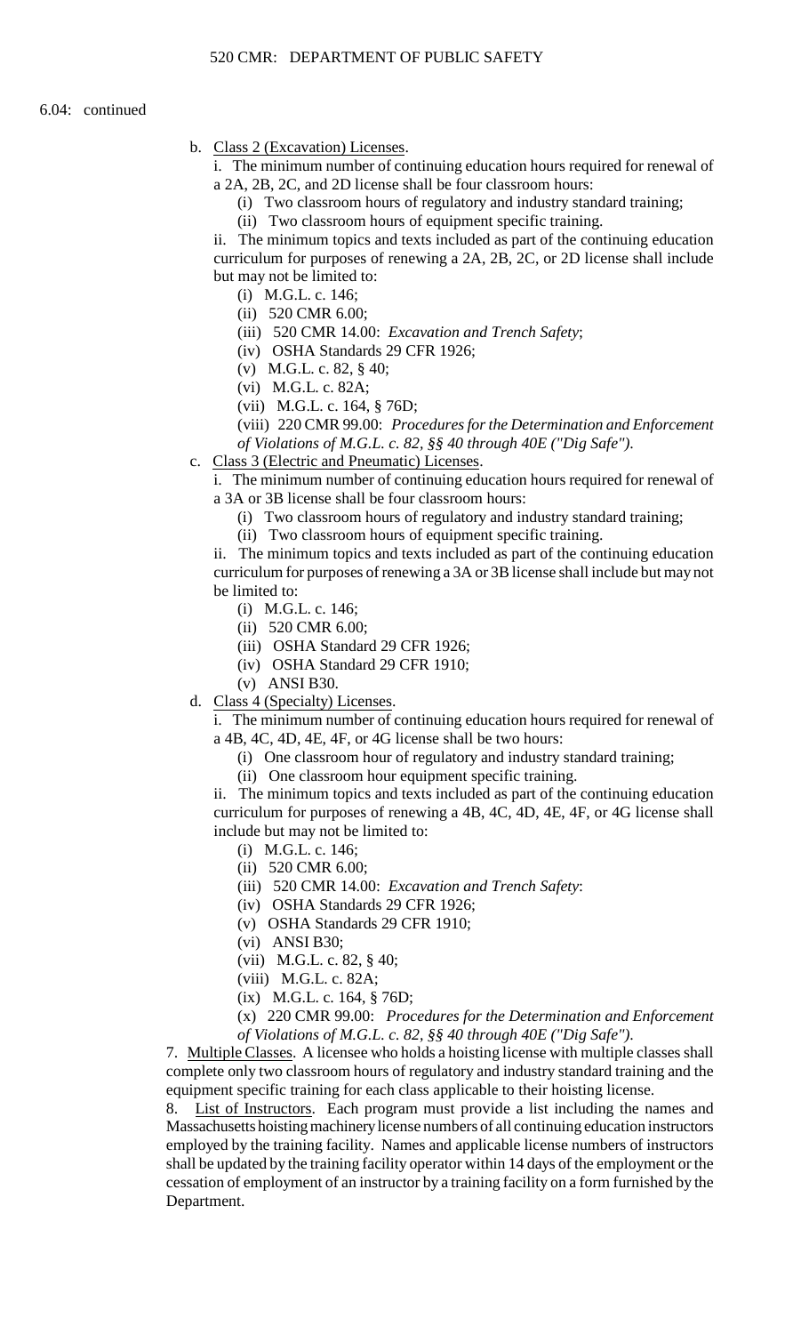6.04: continued

b. Class 2 (Excavation) Licenses.

i. The minimum number of continuing education hours required for renewal of a 2A, 2B, 2C, and 2D license shall be four classroom hours:

(i) Two classroom hours of regulatory and industry standard training;

(ii) Two classroom hours of equipment specific training.

ii. The minimum topics and texts included as part of the continuing education curriculum for purposes of renewing a 2A, 2B, 2C, or 2D license shall include but may not be limited to:

(i) M.G.L. c. 146;

(ii) 520 CMR 6.00;

(iii) 520 CMR 14.00: *Excavation and Trench Safety*;

(iv) OSHA Standards 29 CFR 1926;

(v) M.G.L. c. 82, § 40;

(vi) M.G.L. c. 82A;

(vii) M.G.L. c. 164, § 76D;

(viii) 220 CMR 99.00: *Procedures for the Determination and Enforcement of Violations of M.G.L. c. 82, §§ 40 through 40E ("Dig Safe")*.

c. Class 3 (Electric and Pneumatic) Licenses.

i. The minimum number of continuing education hours required for renewal of a 3A or 3B license shall be four classroom hours:

(i) Two classroom hours of regulatory and industry standard training;

(ii) Two classroom hours of equipment specific training.

ii. The minimum topics and texts included as part of the continuing education curriculum for purposes of renewing a 3A or 3B license shall include but may not be limited to:

(i) M.G.L. c. 146;

(ii) 520 CMR 6.00;

(iii) OSHA Standard 29 CFR 1926;

(iv) OSHA Standard 29 CFR 1910;

(v) ANSI B30.

d. Class 4 (Specialty) Licenses.

i. The minimum number of continuing education hours required for renewal of a 4B, 4C, 4D, 4E, 4F, or 4G license shall be two hours:

(i) One classroom hour of regulatory and industry standard training;

(ii) One classroom hour equipment specific training.

ii. The minimum topics and texts included as part of the continuing education curriculum for purposes of renewing a 4B, 4C, 4D, 4E, 4F, or 4G license shall include but may not be limited to:

(i) M.G.L. c. 146;

(ii) 520 CMR 6.00;

(iii) 520 CMR 14.00: *Excavation and Trench Safety*:

(iv) OSHA Standards 29 CFR 1926;

(v) OSHA Standards 29 CFR 1910;

(vi) ANSI B30;

(vii) M.G.L. c. 82, § 40;

(viii) M.G.L. c. 82A;

(ix) M.G.L. c. 164, § 76D;

(x) 220 CMR 99.00: *Procedures for the Determination and Enforcement of Violations of M.G.L. c. 82, §§ 40 through 40E ("Dig Safe")*.

7. Multiple Classes. A licensee who holds a hoisting license with multiple classes shall complete only two classroom hours of regulatory and industry standard training and the equipment specific training for each class applicable to their hoisting license.

8. List of Instructors. Each program must provide a list including the names and Massachusetts hoisting machinery license numbers of all continuing education instructors employed by the training facility. Names and applicable license numbers of instructors shall be updated by the training facility operator within 14 days of the employment or the cessation of employment of an instructor by a training facility on a form furnished by the Department.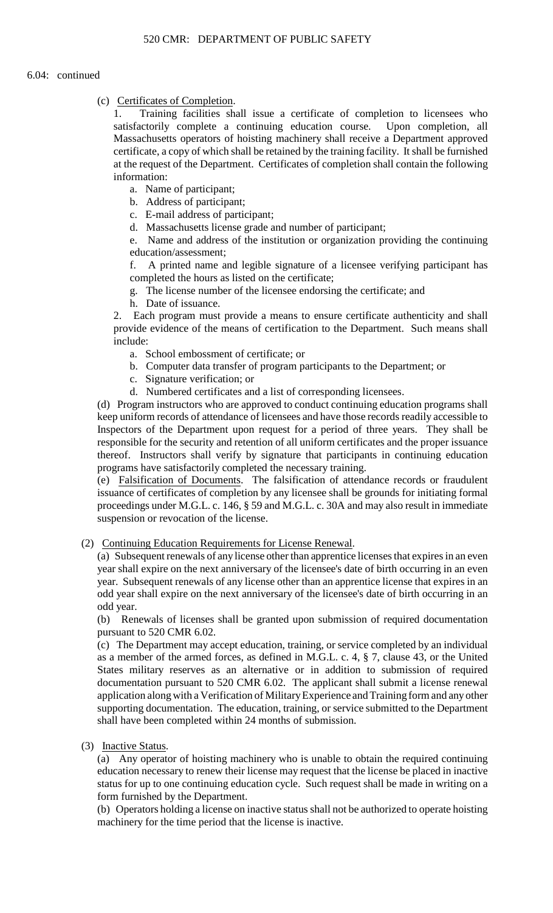6.04: continued

(c) Certificates of Completion.

1. Training facilities shall issue a certificate of completion to licensees who satisfactorily complete a continuing education course. Upon completion, all Massachusetts operators of hoisting machinery shall receive a Department approved certificate, a copy of which shall be retained by the training facility. It shall be furnished at the request of the Department. Certificates of completion shall contain the following information:

a. Name of participant;

b. Address of participant;

c. E-mail address of participant;

d. Massachusetts license grade and number of participant;

e. Name and address of the institution or organization providing the continuing education/assessment;

f. A printed name and legible signature of a licensee verifying participant has completed the hours as listed on the certificate;

g. The license number of the licensee endorsing the certificate; and

h. Date of issuance.

2. Each program must provide a means to ensure certificate authenticity and shall provide evidence of the means of certification to the Department. Such means shall include:

a. School embossment of certificate; or

b. Computer data transfer of program participants to the Department; or

c. Signature verification; or

d. Numbered certificates and a list of corresponding licensees.

(d) Program instructors who are approved to conduct continuing education programs shall keep uniform records of attendance of licensees and have those records readily accessible to Inspectors of the Department upon request for a period of three years. They shall be responsible for the security and retention of all uniform certificates and the proper issuance thereof. Instructors shall verify by signature that participants in continuing education programs have satisfactorily completed the necessary training.

(e) Falsification of Documents. The falsification of attendance records or fraudulent issuance of certificates of completion by any licensee shall be grounds for initiating formal proceedings under M.G.L. c. 146, § 59 and M.G.L. c. 30A and may also result in immediate suspension or revocation of the license.

(2) Continuing Education Requirements for License Renewal.

(a) Subsequent renewals of any license other than apprentice licenses that expires in an even year shall expire on the next anniversary of the licensee's date of birth occurring in an even year. Subsequent renewals of any license other than an apprentice license that expires in an odd year shall expire on the next anniversary of the licensee's date of birth occurring in an odd year.

(b) Renewals of licenses shall be granted upon submission of required documentation pursuant to 520 CMR 6.02.

(c) The Department may accept education, training, or service completed by an individual as a member of the armed forces, as defined in M.G.L. c. 4, § 7, clause 43, or the United States military reserves as an alternative or in addition to submission of required documentation pursuant to 520 CMR 6.02. The applicant shall submit a license renewal application along with a Verification of Military Experience and Training form and any other supporting documentation. The education, training, or service submitted to the Department shall have been completed within 24 months of submission.

(3) Inactive Status.

(a) Any operator of hoisting machinery who is unable to obtain the required continuing education necessary to renew their license may request that the license be placed in inactive status for up to one continuing education cycle. Such request shall be made in writing on a form furnished by the Department.

(b) Operators holding a license on inactive status shall not be authorized to operate hoisting machinery for the time period that the license is inactive.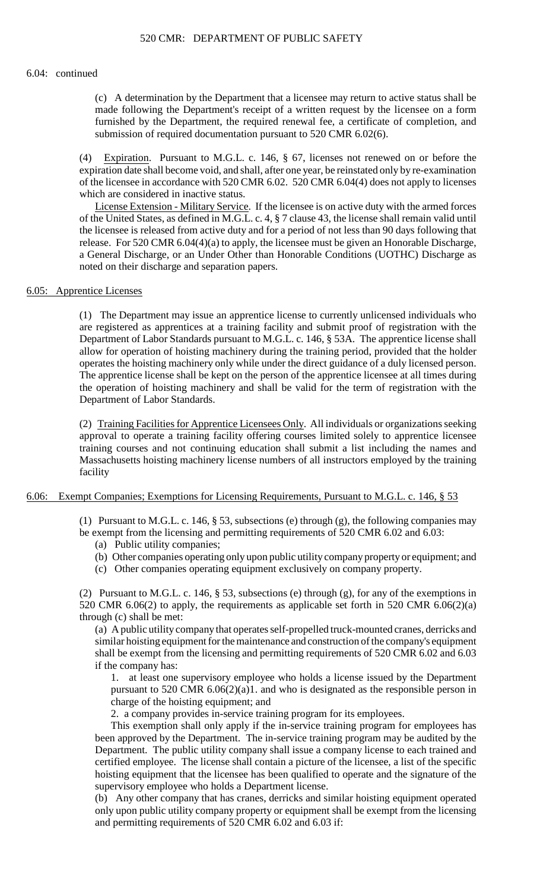6.04: continued

(c) A determination by the Department that a licensee may return to active status shall be made following the Department's receipt of a written request by the licensee on a form furnished by the Department, the required renewal fee, a certificate of completion, and submission of required documentation pursuant to 520 CMR 6.02(6).

(4) Expiration. Pursuant to M.G.L. c. 146, § 67, licenses not renewed on or before the expiration date shall become void, and shall, after one year, be reinstated only by re-examination of the licensee in accordance with 520 CMR 6.02. 520 CMR 6.04(4) does not apply to licenses which are considered in inactive status.

License Extension - Military Service. If the licensee is on active duty with the armed forces of the United States, as defined in M.G.L. c. 4, § 7 clause 43, the license shall remain valid until the licensee is released from active duty and for a period of not less than 90 days following that release. For 520 CMR 6.04(4)(a) to apply, the licensee must be given an Honorable Discharge, a General Discharge, or an Under Other than Honorable Conditions (UOTHC) Discharge as noted on their discharge and separation papers.

## 6.05: Apprentice Licenses

(1) The Department may issue an apprentice license to currently unlicensed individuals who are registered as apprentices at a training facility and submit proof of registration with the Department of Labor Standards pursuant to M.G.L. c. 146, § 53A. The apprentice license shall allow for operation of hoisting machinery during the training period, provided that the holder operates the hoisting machinery only while under the direct guidance of a duly licensed person. The apprentice license shall be kept on the person of the apprentice licensee at all times during the operation of hoisting machinery and shall be valid for the term of registration with the Department of Labor Standards.

(2) Training Facilities for Apprentice Licensees Only. All individuals or organizations seeking approval to operate a training facility offering courses limited solely to apprentice licensee training courses and not continuing education shall submit a list including the names and Massachusetts hoisting machinery license numbers of all instructors employed by the training facility

## 6.06: Exempt Companies; Exemptions for Licensing Requirements, Pursuant to M.G.L. c. 146, § 53

(1) Pursuant to M.G.L. c. 146, § 53, subsections (e) through (g), the following companies may be exempt from the licensing and permitting requirements of 520 CMR 6.02 and 6.03:

(a) Public utility companies;

(b) Other companies operating only upon public utility company property or equipment; and

(c) Other companies operating equipment exclusively on company property.

(2) Pursuant to M.G.L. c. 146, § 53, subsections (e) through (g), for any of the exemptions in 520 CMR 6.06(2) to apply, the requirements as applicable set forth in 520 CMR 6.06(2)(a) through (c) shall be met:

(a) A public utility company that operates self-propelled truck-mounted cranes, derricks and similar hoisting equipment for the maintenance and construction of the company's equipment shall be exempt from the licensing and permitting requirements of 520 CMR 6.02 and 6.03 if the company has:

1. at least one supervisory employee who holds a license issued by the Department pursuant to 520 CMR 6.06(2)(a)1. and who is designated as the responsible person in charge of the hoisting equipment; and

2. a company provides in-service training program for its employees.

This exemption shall only apply if the in-service training program for employees has been approved by the Department. The in-service training program may be audited by the Department. The public utility company shall issue a company license to each trained and certified employee. The license shall contain a picture of the licensee, a list of the specific hoisting equipment that the licensee has been qualified to operate and the signature of the supervisory employee who holds a Department license.

(b) Any other company that has cranes, derricks and similar hoisting equipment operated only upon public utility company property or equipment shall be exempt from the licensing and permitting requirements of 520 CMR 6.02 and 6.03 if: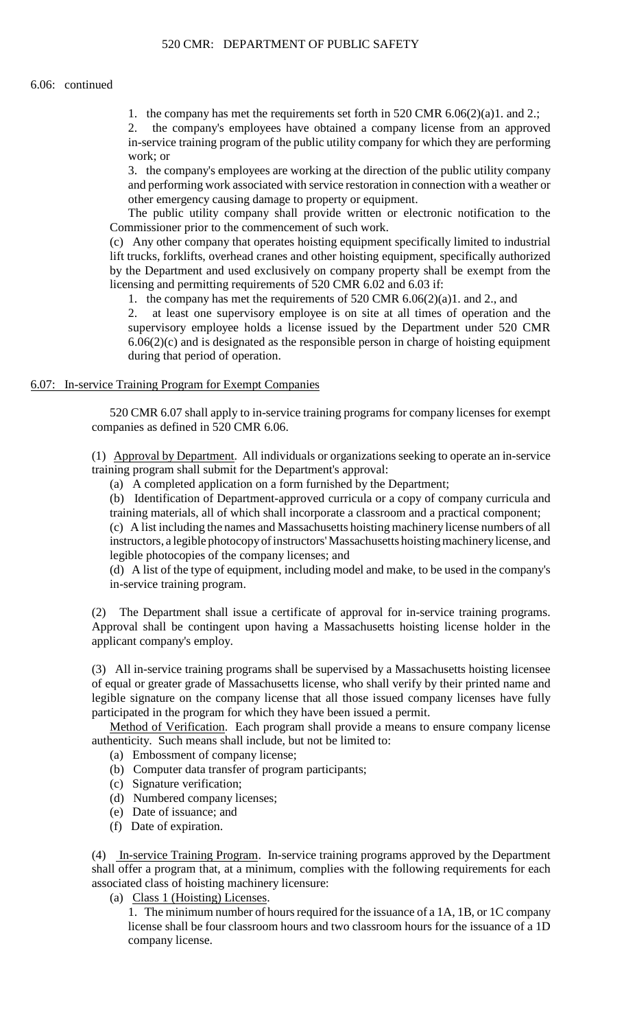6.06: continued

1. the company has met the requirements set forth in 520 CMR 6.06(2)(a)1. and 2.;

2. the company's employees have obtained a company license from an approved in-service training program of the public utility company for which they are performing work; or

3. the company's employees are working at the direction of the public utility company and performing work associated with service restoration in connection with a weather or other emergency causing damage to property or equipment.

The public utility company shall provide written or electronic notification to the Commissioner prior to the commencement of such work.

(c) Any other company that operates hoisting equipment specifically limited to industrial lift trucks, forklifts, overhead cranes and other hoisting equipment, specifically authorized by the Department and used exclusively on company property shall be exempt from the licensing and permitting requirements of 520 CMR 6.02 and 6.03 if:

1. the company has met the requirements of 520 CMR 6.06(2)(a)1. and 2., and

2. at least one supervisory employee is on site at all times of operation and the supervisory employee holds a license issued by the Department under 520 CMR 6.06(2)(c) and is designated as the responsible person in charge of hoisting equipment during that period of operation.

## 6.07: In-service Training Program for Exempt Companies

520 CMR 6.07 shall apply to in-service training programs for company licenses for exempt companies as defined in 520 CMR 6.06.

(1) Approval by Department. All individuals or organizations seeking to operate an in-service training program shall submit for the Department's approval:

(a) A completed application on a form furnished by the Department;

(b) Identification of Department-approved curricula or a copy of company curricula and training materials, all of which shall incorporate a classroom and a practical component;

(c) A list including the names and Massachusetts hoisting machinery license numbers of all instructors, a legible photocopy of instructors' Massachusetts hoisting machinery license, and legible photocopies of the company licenses; and

(d) A list of the type of equipment, including model and make, to be used in the company's in-service training program.

(2) The Department shall issue a certificate of approval for in-service training programs. Approval shall be contingent upon having a Massachusetts hoisting license holder in the applicant company's employ.

(3) All in-service training programs shall be supervised by a Massachusetts hoisting licensee of equal or greater grade of Massachusetts license, who shall verify by their printed name and legible signature on the company license that all those issued company licenses have fully participated in the program for which they have been issued a permit.

Method of Verification. Each program shall provide a means to ensure company license authenticity. Such means shall include, but not be limited to:

(a) Embossment of company license;

(b) Computer data transfer of program participants;

(c) Signature verification;

(d) Numbered company licenses;

(e) Date of issuance; and

(f) Date of expiration.

(4) In-service Training Program. In-service training programs approved by the Department shall offer a program that, at a minimum, complies with the following requirements for each associated class of hoisting machinery licensure:

(a) Class 1 (Hoisting) Licenses.

1. The minimum number of hours required for the issuance of a 1A, 1B, or 1C company license shall be four classroom hours and two classroom hours for the issuance of a 1D company license.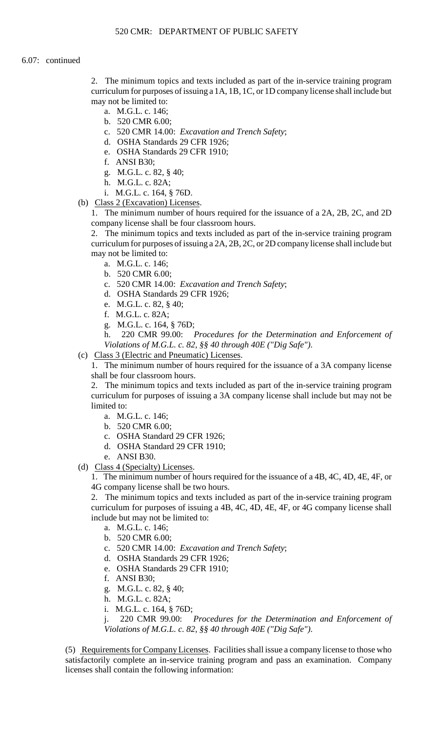6.07: continued

2. The minimum topics and texts included as part of the in-service training program curriculum for purposes of issuing a 1A, 1B, 1C, or 1D company license shall include but may not be limited to:

a. M.G.L. c. 146;
b. 520 CMR 6.00;
c. 520 CMR 14.00: *Excavation and Trench Safety*;
d. OSHA Standards 29 CFR 1926;
e. OSHA Standards 29 CFR 1910;
f. ANSI B30;
g. M.G.L. c. 82, § 40;
h. M.G.L. c. 82A;
i. M.G.L. c. 164, § 76D.

(b) Class 2 (Excavation) Licenses.

1. The minimum number of hours required for the issuance of a 2A, 2B, 2C, and 2D company license shall be four classroom hours.

2. The minimum topics and texts included as part of the in-service training program curriculum for purposes of issuing a 2A, 2B, 2C, or 2D company license shall include but may not be limited to:

a. M.G.L. c. 146;
b. 520 CMR 6.00;
c. 520 CMR 14.00: *Excavation and Trench Safety*;
d. OSHA Standards 29 CFR 1926;
e. M.G.L. c. 82, § 40;
f. M.G.L. c. 82A;
g. M.G.L. c. 164, § 76D;
h. 220 CMR 99.00: *Procedures for the Determination and Enforcement of Violations of M.G.L. c. 82, §§ 40 through 40E ("Dig Safe")*.

(c) Class 3 (Electric and Pneumatic) Licenses.

1. The minimum number of hours required for the issuance of a 3A company license shall be four classroom hours.

2. The minimum topics and texts included as part of the in-service training program curriculum for purposes of issuing a 3A company license shall include but may not be limited to:

a. M.G.L. c. 146;
b. 520 CMR 6.00;
c. OSHA Standard 29 CFR 1926;
d. OSHA Standard 29 CFR 1910;
e. ANSI B30.

(d) Class 4 (Specialty) Licenses.

1. The minimum number of hours required for the issuance of a 4B, 4C, 4D, 4E, 4F, or 4G company license shall be two hours.

2. The minimum topics and texts included as part of the in-service training program curriculum for purposes of issuing a 4B, 4C, 4D, 4E, 4F, or 4G company license shall include but may not be limited to:

a. M.G.L. c. 146;
b. 520 CMR 6.00;
c. 520 CMR 14.00: *Excavation and Trench Safety*;
d. OSHA Standards 29 CFR 1926;
e. OSHA Standards 29 CFR 1910;
f. ANSI B30;
g. M.G.L. c. 82, § 40;
h. M.G.L. c. 82A;
i. M.G.L. c. 164, § 76D;
j. 220 CMR 99.00: *Procedures for the Determination and Enforcement of Violations of M.G.L. c. 82, §§ 40 through 40E ("Dig Safe")*.

(5) Requirements for Company Licenses. Facilities shall issue a company license to those who satisfactorily complete an in-service training program and pass an examination. Company licenses shall contain the following information: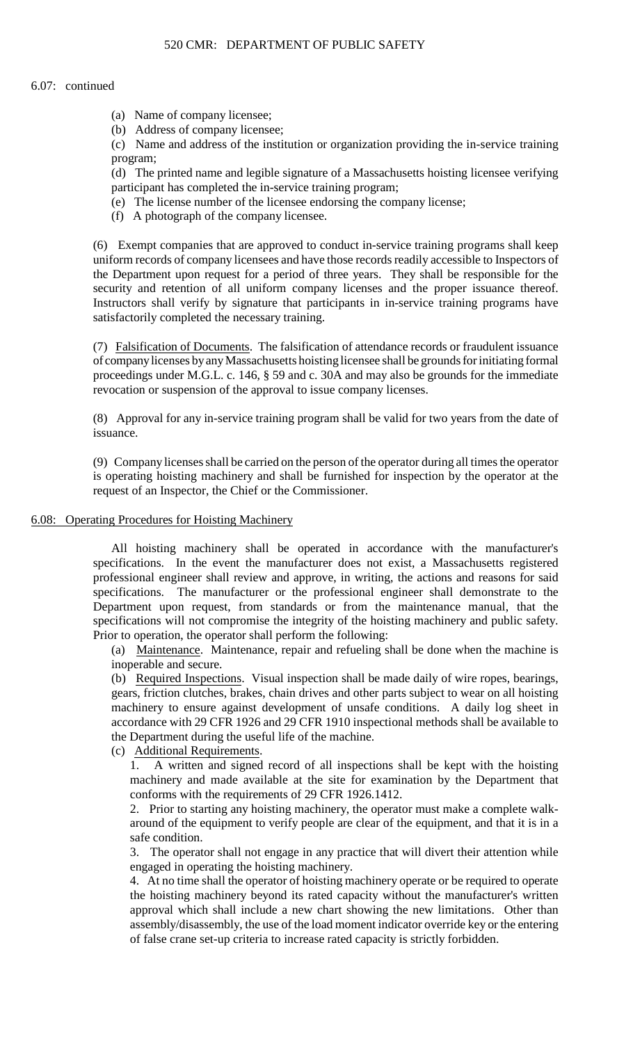6.07: continued

(a) Name of company licensee;
(b) Address of company licensee;
(c) Name and address of the institution or organization providing the in-service training program;
(d) The printed name and legible signature of a Massachusetts hoisting licensee verifying participant has completed the in-service training program;
(e) The license number of the licensee endorsing the company license;
(f) A photograph of the company licensee.

(6) Exempt companies that are approved to conduct in-service training programs shall keep uniform records of company licensees and have those records readily accessible to Inspectors of the Department upon request for a period of three years. They shall be responsible for the security and retention of all uniform company licenses and the proper issuance thereof. Instructors shall verify by signature that participants in in-service training programs have satisfactorily completed the necessary training.

(7) Falsification of Documents. The falsification of attendance records or fraudulent issuance of company licenses by any Massachusetts hoisting licensee shall be grounds for initiating formal proceedings under M.G.L. c. 146, § 59 and c. 30A and may also be grounds for the immediate revocation or suspension of the approval to issue company licenses.

(8) Approval for any in-service training program shall be valid for two years from the date of issuance.

(9) Company licenses shall be carried on the person of the operator during all times the operator is operating hoisting machinery and shall be furnished for inspection by the operator at the request of an Inspector, the Chief or the Commissioner.

## 6.08: Operating Procedures for Hoisting Machinery

All hoisting machinery shall be operated in accordance with the manufacturer's specifications. In the event the manufacturer does not exist, a Massachusetts registered professional engineer shall review and approve, in writing, the actions and reasons for said specifications. The manufacturer or the professional engineer shall demonstrate to the Department upon request, from standards or from the maintenance manual, that the specifications will not compromise the integrity of the hoisting machinery and public safety. Prior to operation, the operator shall perform the following:

(a) Maintenance. Maintenance, repair and refueling shall be done when the machine is inoperable and secure.

(b) Required Inspections. Visual inspection shall be made daily of wire ropes, bearings, gears, friction clutches, brakes, chain drives and other parts subject to wear on all hoisting machinery to ensure against development of unsafe conditions. A daily log sheet in accordance with 29 CFR 1926 and 29 CFR 1910 inspectional methods shall be available to the Department during the useful life of the machine.

(c) Additional Requirements.

1. A written and signed record of all inspections shall be kept with the hoisting machinery and made available at the site for examination by the Department that conforms with the requirements of 29 CFR 1926.1412.

2. Prior to starting any hoisting machinery, the operator must make a complete walk-around of the equipment to verify people are clear of the equipment, and that it is in a safe condition.

3. The operator shall not engage in any practice that will divert their attention while engaged in operating the hoisting machinery.

4. At no time shall the operator of hoisting machinery operate or be required to operate the hoisting machinery beyond its rated capacity without the manufacturer's written approval which shall include a new chart showing the new limitations. Other than assembly/disassembly, the use of the load moment indicator override key or the entering of false crane set-up criteria to increase rated capacity is strictly forbidden.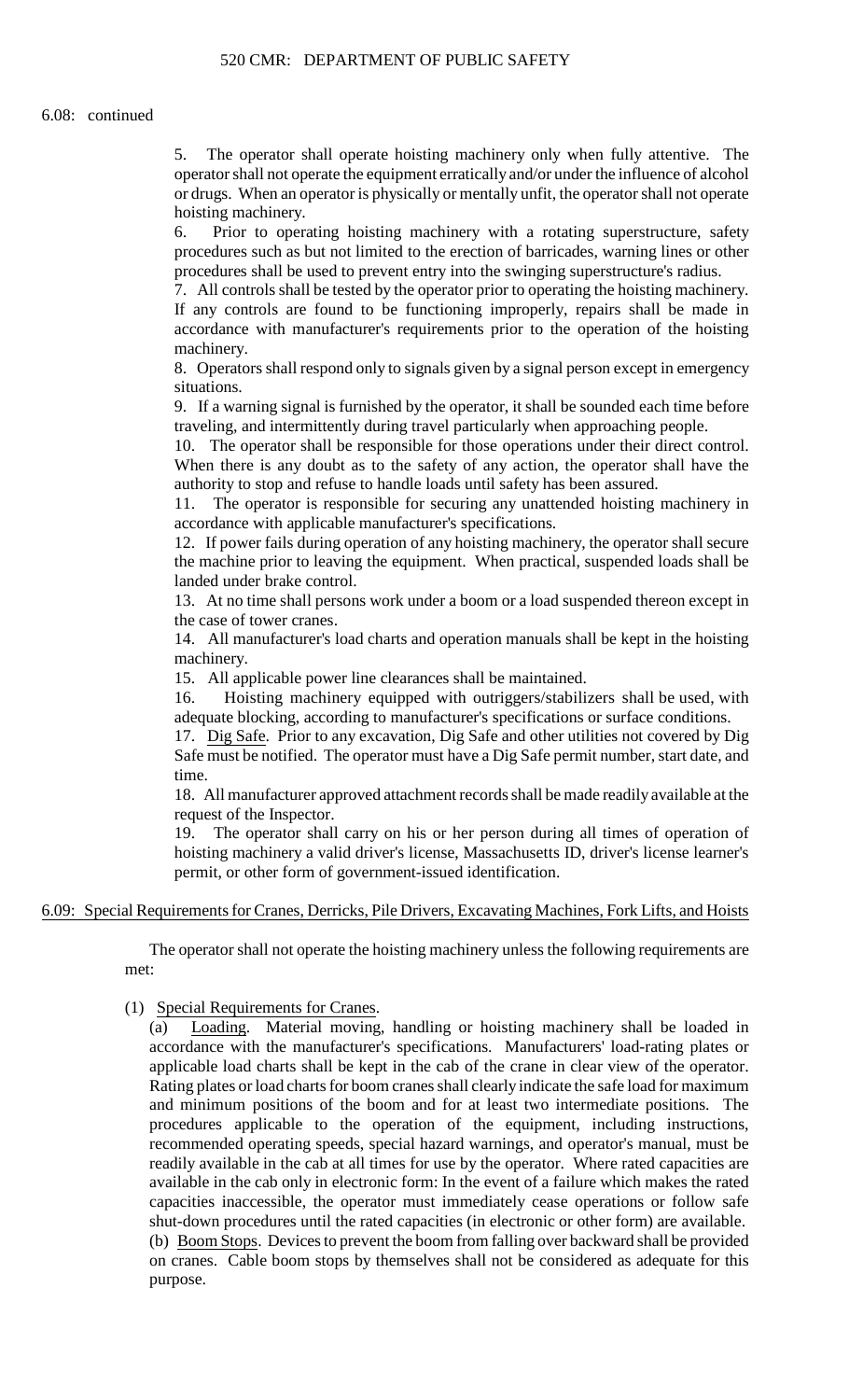6.08: continued

5. The operator shall operate hoisting machinery only when fully attentive. The operator shall not operate the equipment erratically and/or under the influence of alcohol or drugs. When an operator is physically or mentally unfit, the operator shall not operate hoisting machinery.

6. Prior to operating hoisting machinery with a rotating superstructure, safety procedures such as but not limited to the erection of barricades, warning lines or other procedures shall be used to prevent entry into the swinging superstructure's radius.

7. All controls shall be tested by the operator prior to operating the hoisting machinery. If any controls are found to be functioning improperly, repairs shall be made in accordance with manufacturer's requirements prior to the operation of the hoisting machinery.

8. Operators shall respond only to signals given by a signal person except in emergency situations.

9. If a warning signal is furnished by the operator, it shall be sounded each time before traveling, and intermittently during travel particularly when approaching people.

10. The operator shall be responsible for those operations under their direct control. When there is any doubt as to the safety of any action, the operator shall have the authority to stop and refuse to handle loads until safety has been assured.

11. The operator is responsible for securing any unattended hoisting machinery in accordance with applicable manufacturer's specifications.

12. If power fails during operation of any hoisting machinery, the operator shall secure the machine prior to leaving the equipment. When practical, suspended loads shall be landed under brake control.

13. At no time shall persons work under a boom or a load suspended thereon except in the case of tower cranes.

14. All manufacturer's load charts and operation manuals shall be kept in the hoisting machinery.

15. All applicable power line clearances shall be maintained.

16. Hoisting machinery equipped with outriggers/stabilizers shall be used, with adequate blocking, according to manufacturer's specifications or surface conditions.

17. Dig Safe. Prior to any excavation, Dig Safe and other utilities not covered by Dig Safe must be notified. The operator must have a Dig Safe permit number, start date, and time.

18. All manufacturer approved attachment records shall be made readily available at the request of the Inspector.

19. The operator shall carry on his or her person during all times of operation of hoisting machinery a valid driver's license, Massachusetts ID, driver's license learner's permit, or other form of government-issued identification.

6.09: Special Requirements for Cranes, Derricks, Pile Drivers, Excavating Machines, Fork Lifts, and Hoists

The operator shall not operate the hoisting machinery unless the following requirements are met:

(1) Special Requirements for Cranes.

(a) Loading. Material moving, handling or hoisting machinery shall be loaded in accordance with the manufacturer's specifications. Manufacturers' load-rating plates or applicable load charts shall be kept in the cab of the crane in clear view of the operator. Rating plates or load charts for boom cranes shall clearly indicate the safe load for maximum and minimum positions of the boom and for at least two intermediate positions. The procedures applicable to the operation of the equipment, including instructions, recommended operating speeds, special hazard warnings, and operator's manual, must be readily available in the cab at all times for use by the operator. Where rated capacities are available in the cab only in electronic form: In the event of a failure which makes the rated capacities inaccessible, the operator must immediately cease operations or follow safe shut-down procedures until the rated capacities (in electronic or other form) are available.

(b) Boom Stops. Devices to prevent the boom from falling over backward shall be provided on cranes. Cable boom stops by themselves shall not be considered as adequate for this purpose.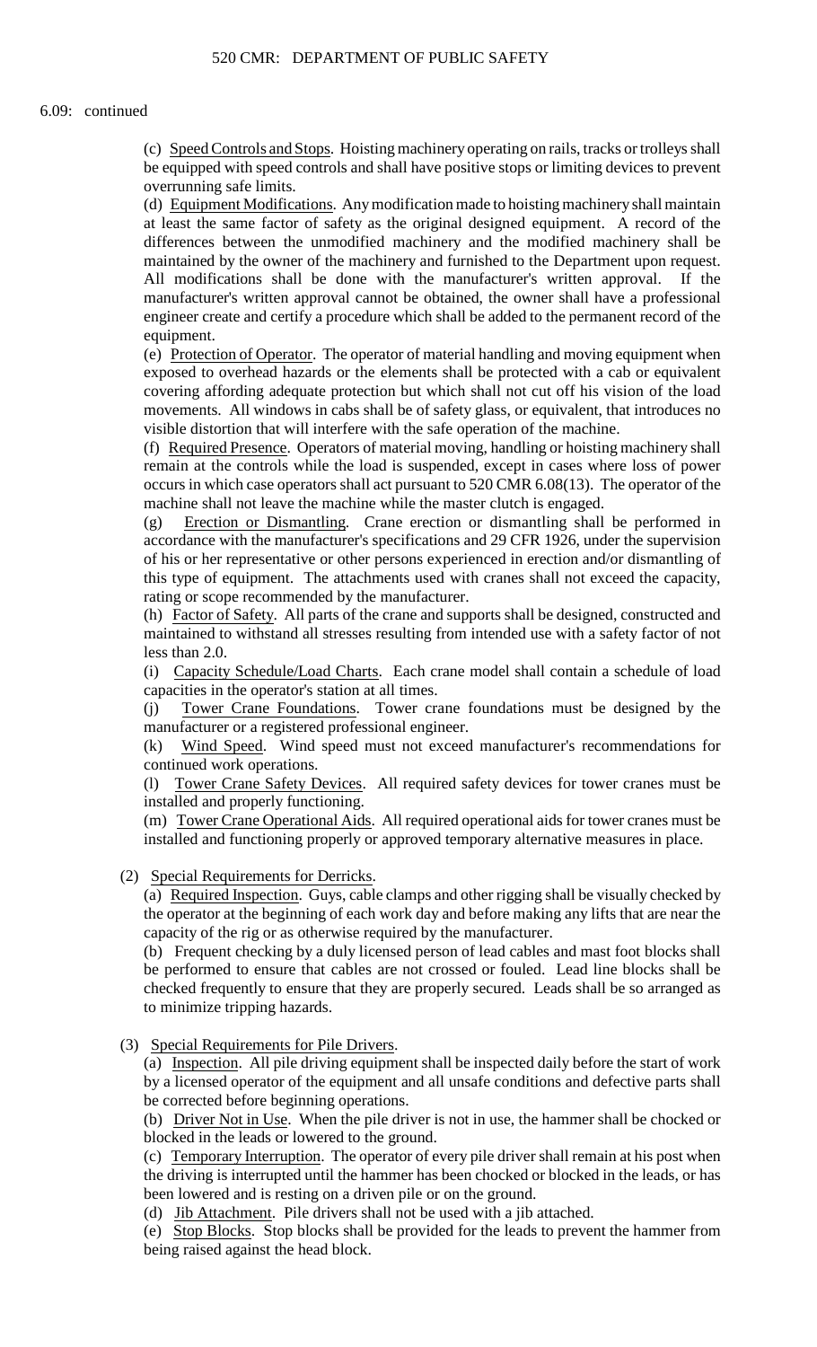6.09: continued

(c) Speed Controls and Stops. Hoisting machinery operating on rails, tracks or trolleys shall be equipped with speed controls and shall have positive stops or limiting devices to prevent overrunning safe limits.

(d) Equipment Modifications. Any modification made to hoisting machinery shall maintain at least the same factor of safety as the original designed equipment. A record of the differences between the unmodified machinery and the modified machinery shall be maintained by the owner of the machinery and furnished to the Department upon request. All modifications shall be done with the manufacturer's written approval. If the manufacturer's written approval cannot be obtained, the owner shall have a professional engineer create and certify a procedure which shall be added to the permanent record of the equipment.

(e) Protection of Operator. The operator of material handling and moving equipment when exposed to overhead hazards or the elements shall be protected with a cab or equivalent covering affording adequate protection but which shall not cut off his vision of the load movements. All windows in cabs shall be of safety glass, or equivalent, that introduces no visible distortion that will interfere with the safe operation of the machine.

(f) Required Presence. Operators of material moving, handling or hoisting machinery shall remain at the controls while the load is suspended, except in cases where loss of power occurs in which case operators shall act pursuant to 520 CMR 6.08(13). The operator of the machine shall not leave the machine while the master clutch is engaged.

(g) Erection or Dismantling. Crane erection or dismantling shall be performed in accordance with the manufacturer's specifications and 29 CFR 1926, under the supervision of his or her representative or other persons experienced in erection and/or dismantling of this type of equipment. The attachments used with cranes shall not exceed the capacity, rating or scope recommended by the manufacturer.

(h) Factor of Safety. All parts of the crane and supports shall be designed, constructed and maintained to withstand all stresses resulting from intended use with a safety factor of not less than 2.0.

(i) Capacity Schedule/Load Charts. Each crane model shall contain a schedule of load capacities in the operator's station at all times.

(j) Tower Crane Foundations. Tower crane foundations must be designed by the manufacturer or a registered professional engineer.

(k) Wind Speed. Wind speed must not exceed manufacturer's recommendations for continued work operations.

(l) Tower Crane Safety Devices. All required safety devices for tower cranes must be installed and properly functioning.

(m) Tower Crane Operational Aids. All required operational aids for tower cranes must be installed and functioning properly or approved temporary alternative measures in place.

(2) Special Requirements for Derricks.

(a) Required Inspection. Guys, cable clamps and other rigging shall be visually checked by the operator at the beginning of each work day and before making any lifts that are near the capacity of the rig or as otherwise required by the manufacturer.

(b) Frequent checking by a duly licensed person of lead cables and mast foot blocks shall be performed to ensure that cables are not crossed or fouled. Lead line blocks shall be checked frequently to ensure that they are properly secured. Leads shall be so arranged as to minimize tripping hazards.

(3) Special Requirements for Pile Drivers.

(a) Inspection. All pile driving equipment shall be inspected daily before the start of work by a licensed operator of the equipment and all unsafe conditions and defective parts shall be corrected before beginning operations.

(b) Driver Not in Use. When the pile driver is not in use, the hammer shall be chocked or blocked in the leads or lowered to the ground.

(c) Temporary Interruption. The operator of every pile driver shall remain at his post when the driving is interrupted until the hammer has been chocked or blocked in the leads, or has been lowered and is resting on a driven pile or on the ground.

(d) Jib Attachment. Pile drivers shall not be used with a jib attached.

(e) Stop Blocks. Stop blocks shall be provided for the leads to prevent the hammer from being raised against the head block.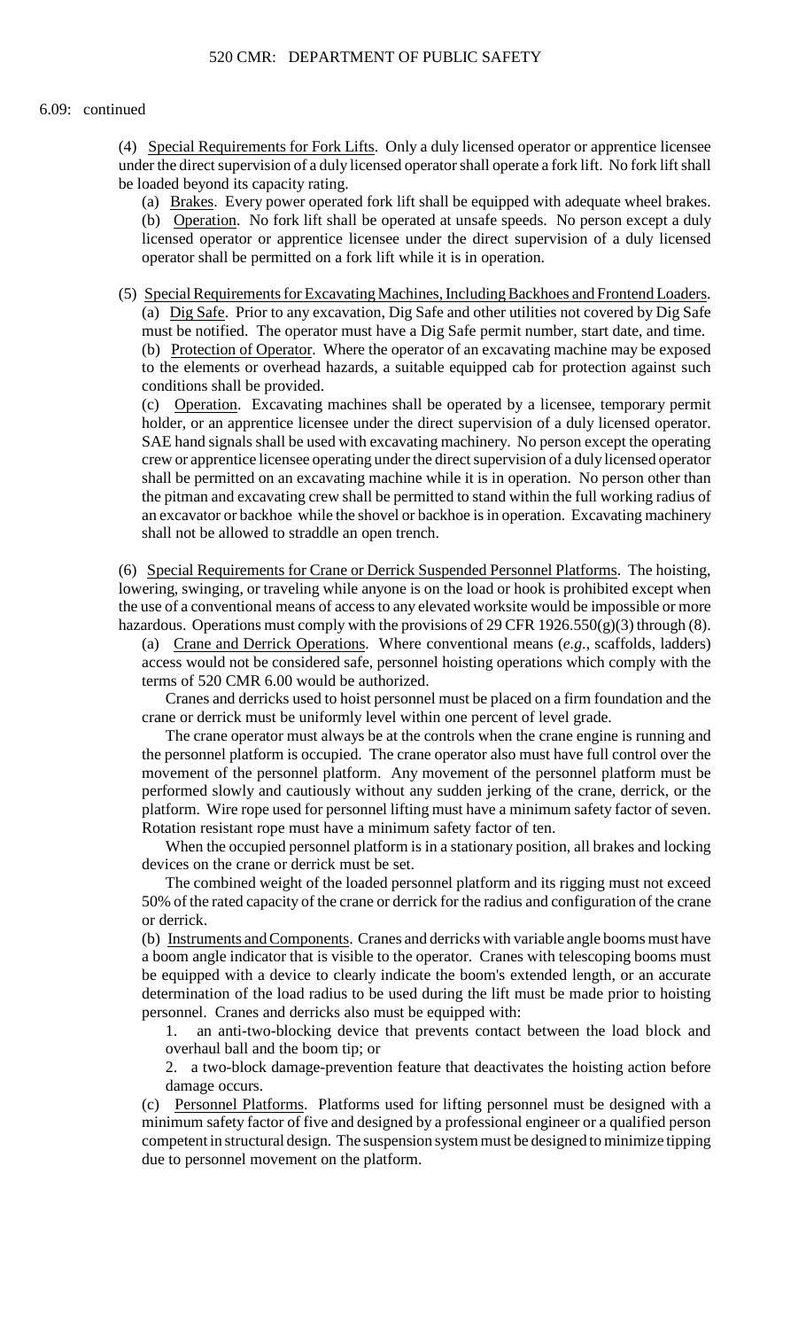6.09: continued

(4) Special Requirements for Fork Lifts. Only a duly licensed operator or apprentice licensee under the direct supervision of a duly licensed operator shall operate a fork lift. No fork lift shall be loaded beyond its capacity rating.

(a) Brakes. Every power operated fork lift shall be equipped with adequate wheel brakes.

(b) Operation. No fork lift shall be operated at unsafe speeds. No person except a duly licensed operator or apprentice licensee under the direct supervision of a duly licensed operator shall be permitted on a fork lift while it is in operation.

(5) Special Requirements for Excavating Machines, Including Backhoes and Frontend Loaders.

(a) Dig Safe. Prior to any excavation, Dig Safe and other utilities not covered by Dig Safe must be notified. The operator must have a Dig Safe permit number, start date, and time.

(b) Protection of Operator. Where the operator of an excavating machine may be exposed to the elements or overhead hazards, a suitable equipped cab for protection against such conditions shall be provided.

(c) Operation. Excavating machines shall be operated by a licensee, temporary permit holder, or an apprentice licensee under the direct supervision of a duly licensed operator. SAE hand signals shall be used with excavating machinery. No person except the operating crew or apprentice licensee operating under the direct supervision of a duly licensed operator shall be permitted on an excavating machine while it is in operation. No person other than the pitman and excavating crew shall be permitted to stand within the full working radius of an excavator or backhoe while the shovel or backhoe is in operation. Excavating machinery shall not be allowed to straddle an open trench.

(6) Special Requirements for Crane or Derrick Suspended Personnel Platforms. The hoisting, lowering, swinging, or traveling while anyone is on the load or hook is prohibited except when the use of a conventional means of access to any elevated worksite would be impossible or more hazardous. Operations must comply with the provisions of 29 CFR 1926.550(g)(3) through (8).

(a) Crane and Derrick Operations. Where conventional means (*e.g.*, scaffolds, ladders) access would not be considered safe, personnel hoisting operations which comply with the terms of 520 CMR 6.00 would be authorized.

Cranes and derricks used to hoist personnel must be placed on a firm foundation and the crane or derrick must be uniformly level within one percent of level grade.

The crane operator must always be at the controls when the crane engine is running and the personnel platform is occupied. The crane operator also must have full control over the movement of the personnel platform. Any movement of the personnel platform must be performed slowly and cautiously without any sudden jerking of the crane, derrick, or the platform. Wire rope used for personnel lifting must have a minimum safety factor of seven. Rotation resistant rope must have a minimum safety factor of ten.

When the occupied personnel platform is in a stationary position, all brakes and locking devices on the crane or derrick must be set.

The combined weight of the loaded personnel platform and its rigging must not exceed 50% of the rated capacity of the crane or derrick for the radius and configuration of the crane or derrick.

(b) Instruments and Components. Cranes and derricks with variable angle booms must have a boom angle indicator that is visible to the operator. Cranes with telescoping booms must be equipped with a device to clearly indicate the boom's extended length, or an accurate determination of the load radius to be used during the lift must be made prior to hoisting personnel. Cranes and derricks also must be equipped with:

1. an anti-two-blocking device that prevents contact between the load block and overhaul ball and the boom tip; or

2. a two-block damage-prevention feature that deactivates the hoisting action before damage occurs.

(c) Personnel Platforms. Platforms used for lifting personnel must be designed with a minimum safety factor of five and designed by a professional engineer or a qualified person competent in structural design. The suspension system must be designed to minimize tipping due to personnel movement on the platform.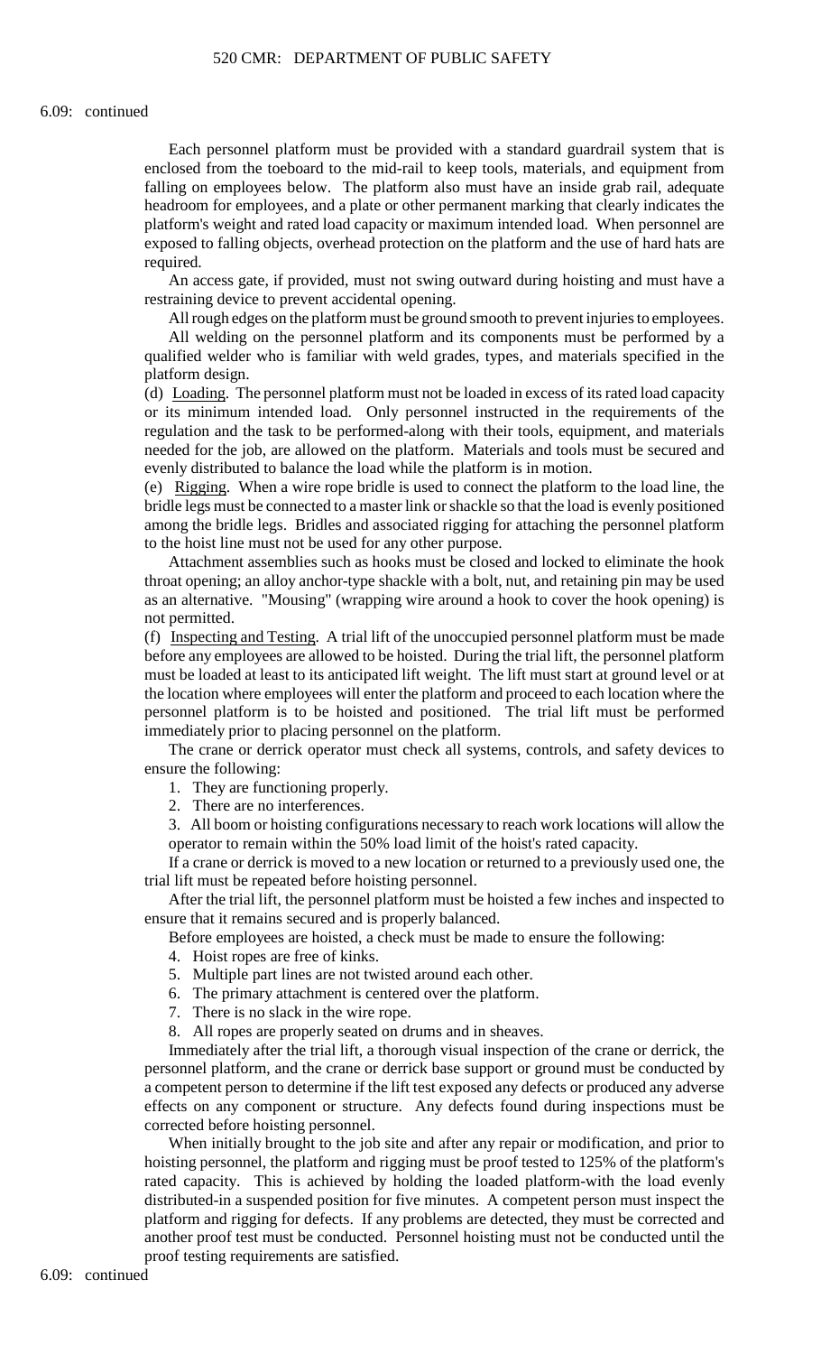6.09: continued

Each personnel platform must be provided with a standard guardrail system that is enclosed from the toeboard to the mid-rail to keep tools, materials, and equipment from falling on employees below. The platform also must have an inside grab rail, adequate headroom for employees, and a plate or other permanent marking that clearly indicates the platform's weight and rated load capacity or maximum intended load. When personnel are exposed to falling objects, overhead protection on the platform and the use of hard hats are required.

An access gate, if provided, must not swing outward during hoisting and must have a restraining device to prevent accidental opening.

All rough edges on the platform must be ground smooth to prevent injuries to employees.

All welding on the personnel platform and its components must be performed by a qualified welder who is familiar with weld grades, types, and materials specified in the platform design.

(d) Loading. The personnel platform must not be loaded in excess of its rated load capacity or its minimum intended load. Only personnel instructed in the requirements of the regulation and the task to be performed-along with their tools, equipment, and materials needed for the job, are allowed on the platform. Materials and tools must be secured and evenly distributed to balance the load while the platform is in motion.

(e) Rigging. When a wire rope bridle is used to connect the platform to the load line, the bridle legs must be connected to a master link or shackle so that the load is evenly positioned among the bridle legs. Bridles and associated rigging for attaching the personnel platform to the hoist line must not be used for any other purpose.

Attachment assemblies such as hooks must be closed and locked to eliminate the hook throat opening; an alloy anchor-type shackle with a bolt, nut, and retaining pin may be used as an alternative. "Mousing" (wrapping wire around a hook to cover the hook opening) is not permitted.

(f) Inspecting and Testing. A trial lift of the unoccupied personnel platform must be made before any employees are allowed to be hoisted. During the trial lift, the personnel platform must be loaded at least to its anticipated lift weight. The lift must start at ground level or at the location where employees will enter the platform and proceed to each location where the personnel platform is to be hoisted and positioned. The trial lift must be performed immediately prior to placing personnel on the platform.

The crane or derrick operator must check all systems, controls, and safety devices to ensure the following:

1. They are functioning properly.
2. There are no interferences.
3. All boom or hoisting configurations necessary to reach work locations will allow the operator to remain within the 50% load limit of the hoist's rated capacity.

If a crane or derrick is moved to a new location or returned to a previously used one, the trial lift must be repeated before hoisting personnel.

After the trial lift, the personnel platform must be hoisted a few inches and inspected to ensure that it remains secured and is properly balanced.

Before employees are hoisted, a check must be made to ensure the following:

4. Hoist ropes are free of kinks.
5. Multiple part lines are not twisted around each other.
6. The primary attachment is centered over the platform.
7. There is no slack in the wire rope.
8. All ropes are properly seated on drums and in sheaves.

Immediately after the trial lift, a thorough visual inspection of the crane or derrick, the personnel platform, and the crane or derrick base support or ground must be conducted by a competent person to determine if the lift test exposed any defects or produced any adverse effects on any component or structure. Any defects found during inspections must be corrected before hoisting personnel.

When initially brought to the job site and after any repair or modification, and prior to hoisting personnel, the platform and rigging must be proof tested to 125% of the platform's rated capacity. This is achieved by holding the loaded platform-with the load evenly distributed-in a suspended position for five minutes. A competent person must inspect the platform and rigging for defects. If any problems are detected, they must be corrected and another proof test must be conducted. Personnel hoisting must not be conducted until the proof testing requirements are satisfied.

6.09: continued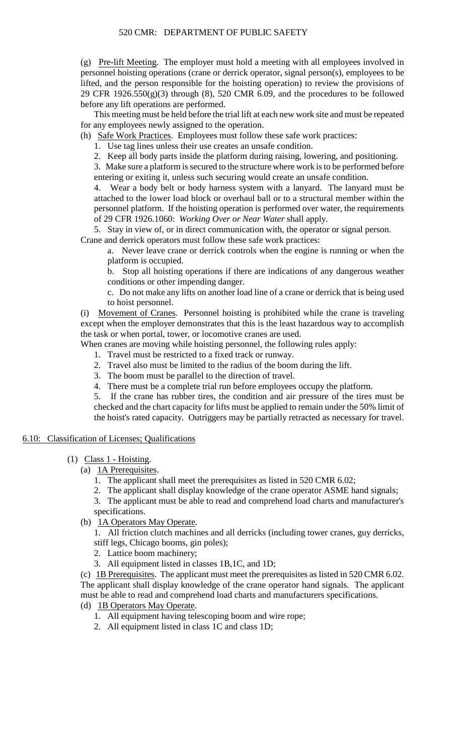(g) Pre-lift Meeting. The employer must hold a meeting with all employees involved in personnel hoisting operations (crane or derrick operator, signal person(s), employees to be lifted, and the person responsible for the hoisting operation) to review the provisions of 29 CFR 1926.550(g)(3) through (8), 520 CMR 6.09, and the procedures to be followed before any lift operations are performed.

This meeting must be held before the trial lift at each new work site and must be repeated for any employees newly assigned to the operation.

(h) Safe Work Practices. Employees must follow these safe work practices:

1. Use tag lines unless their use creates an unsafe condition.
2. Keep all body parts inside the platform during raising, lowering, and positioning.
3. Make sure a platform is secured to the structure where work is to be performed before entering or exiting it, unless such securing would create an unsafe condition.
4. Wear a body belt or body harness system with a lanyard. The lanyard must be attached to the lower load block or overhaul ball or to a structural member within the personnel platform. If the hoisting operation is performed over water, the requirements of 29 CFR 1926.1060: *Working Over or Near Water* shall apply.
5. Stay in view of, or in direct communication with, the operator or signal person.

Crane and derrick operators must follow these safe work practices:

a. Never leave crane or derrick controls when the engine is running or when the platform is occupied.

b. Stop all hoisting operations if there are indications of any dangerous weather conditions or other impending danger.

c. Do not make any lifts on another load line of a crane or derrick that is being used to hoist personnel.

(i) Movement of Cranes. Personnel hoisting is prohibited while the crane is traveling except when the employer demonstrates that this is the least hazardous way to accomplish the task or when portal, tower, or locomotive cranes are used.

When cranes are moving while hoisting personnel, the following rules apply:

1. Travel must be restricted to a fixed track or runway.
2. Travel also must be limited to the radius of the boom during the lift.
3. The boom must be parallel to the direction of travel.
4. There must be a complete trial run before employees occupy the platform.
5. If the crane has rubber tires, the condition and air pressure of the tires must be checked and the chart capacity for lifts must be applied to remain under the 50% limit of the hoist's rated capacity. Outriggers may be partially retracted as necessary for travel.

## 6.10: Classification of Licenses; Qualifications

(1) Class 1 - Hoisting.

(a) 1A Prerequisites.

1. The applicant shall meet the prerequisites as listed in 520 CMR 6.02;
2. The applicant shall display knowledge of the crane operator ASME hand signals;
3. The applicant must be able to read and comprehend load charts and manufacturer's specifications.

(b) 1A Operators May Operate.

1. All friction clutch machines and all derricks (including tower cranes, guy derricks, stiff legs, Chicago booms, gin poles);
2. Lattice boom machinery;
3. All equipment listed in classes 1B,1C, and 1D;

(c) 1B Prerequisites. The applicant must meet the prerequisites as listed in 520 CMR 6.02. The applicant shall display knowledge of the crane operator hand signals. The applicant must be able to read and comprehend load charts and manufacturers specifications.

(d) 1B Operators May Operate.

1. All equipment having telescoping boom and wire rope;
2. All equipment listed in class 1C and class 1D;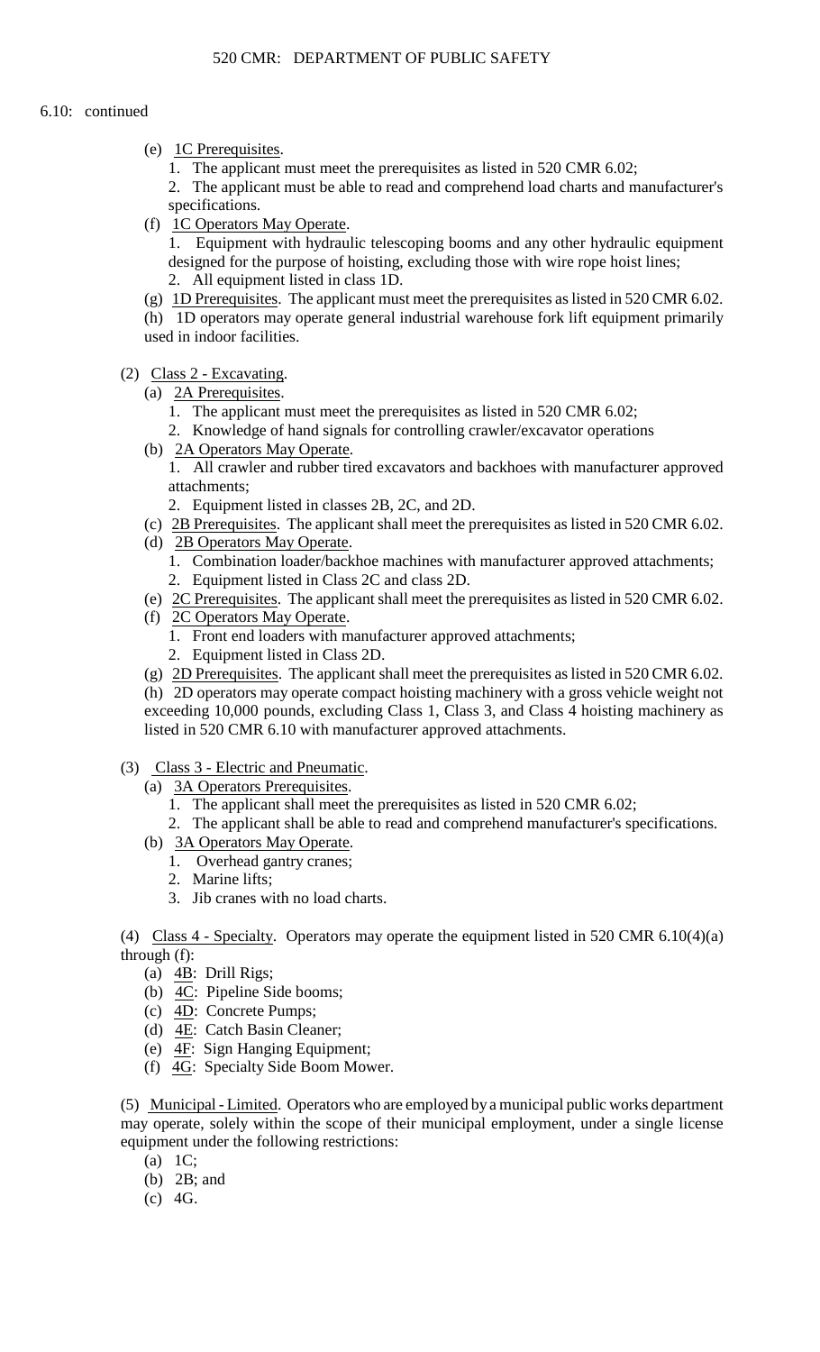6.10: continued

(e) 1C Prerequisites.

1. The applicant must meet the prerequisites as listed in 520 CMR 6.02;

2. The applicant must be able to read and comprehend load charts and manufacturer's specifications.

(f) 1C Operators May Operate.

1. Equipment with hydraulic telescoping booms and any other hydraulic equipment designed for the purpose of hoisting, excluding those with wire rope hoist lines;

2. All equipment listed in class 1D.

(g) 1D Prerequisites. The applicant must meet the prerequisites as listed in 520 CMR 6.02.

(h) 1D operators may operate general industrial warehouse fork lift equipment primarily used in indoor facilities.

(2) Class 2 - Excavating.

(a) 2A Prerequisites.

1. The applicant must meet the prerequisites as listed in 520 CMR 6.02;

2. Knowledge of hand signals for controlling crawler/excavator operations

(b) 2A Operators May Operate.

1. All crawler and rubber tired excavators and backhoes with manufacturer approved attachments;

2. Equipment listed in classes 2B, 2C, and 2D.

(c) 2B Prerequisites. The applicant shall meet the prerequisites as listed in 520 CMR 6.02.

(d) 2B Operators May Operate.

1. Combination loader/backhoe machines with manufacturer approved attachments;

2. Equipment listed in Class 2C and class 2D.

(e) 2C Prerequisites. The applicant shall meet the prerequisites as listed in 520 CMR 6.02.

(f) 2C Operators May Operate.

1. Front end loaders with manufacturer approved attachments;

2. Equipment listed in Class 2D.

(g) 2D Prerequisites. The applicant shall meet the prerequisites as listed in 520 CMR 6.02.

(h) 2D operators may operate compact hoisting machinery with a gross vehicle weight not exceeding 10,000 pounds, excluding Class 1, Class 3, and Class 4 hoisting machinery as listed in 520 CMR 6.10 with manufacturer approved attachments.

(3) Class 3 - Electric and Pneumatic.

(a) 3A Operators Prerequisites.

1. The applicant shall meet the prerequisites as listed in 520 CMR 6.02;

2. The applicant shall be able to read and comprehend manufacturer's specifications.

(b) 3A Operators May Operate.

1. Overhead gantry cranes;

2. Marine lifts;

3. Jib cranes with no load charts.

(4) Class 4 - Specialty. Operators may operate the equipment listed in 520 CMR 6.10(4)(a) through (f):

(a) 4B: Drill Rigs;

(b) 4C: Pipeline Side booms;

(c) 4D: Concrete Pumps;

(d) 4E: Catch Basin Cleaner;

(e) 4F: Sign Hanging Equipment;

(f) 4G: Specialty Side Boom Mower.

(5) Municipal - Limited. Operators who are employed by a municipal public works department may operate, solely within the scope of their municipal employment, under a single license equipment under the following restrictions:

(a) 1C;

(b) 2B; and

(c) 4G.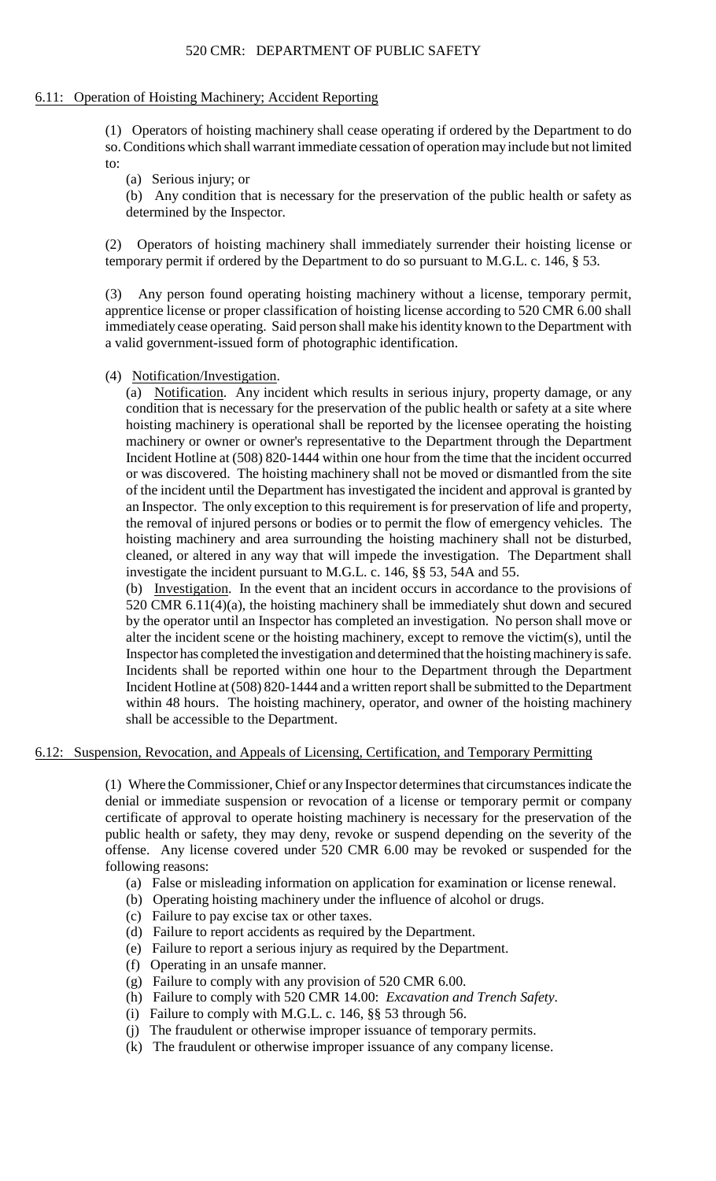## 6.11: Operation of Hoisting Machinery; Accident Reporting

(1) Operators of hoisting machinery shall cease operating if ordered by the Department to do so. Conditions which shall warrant immediate cessation of operation may include but not limited to:

(a) Serious injury; or

(b) Any condition that is necessary for the preservation of the public health or safety as determined by the Inspector.

(2) Operators of hoisting machinery shall immediately surrender their hoisting license or temporary permit if ordered by the Department to do so pursuant to M.G.L. c. 146, § 53.

(3) Any person found operating hoisting machinery without a license, temporary permit, apprentice license or proper classification of hoisting license according to 520 CMR 6.00 shall immediately cease operating. Said person shall make his identity known to the Department with a valid government-issued form of photographic identification.

(4) Notification/Investigation.

(a) Notification. Any incident which results in serious injury, property damage, or any condition that is necessary for the preservation of the public health or safety at a site where hoisting machinery is operational shall be reported by the licensee operating the hoisting machinery or owner or owner's representative to the Department through the Department Incident Hotline at (508) 820-1444 within one hour from the time that the incident occurred or was discovered. The hoisting machinery shall not be moved or dismantled from the site of the incident until the Department has investigated the incident and approval is granted by an Inspector. The only exception to this requirement is for preservation of life and property, the removal of injured persons or bodies or to permit the flow of emergency vehicles. The hoisting machinery and area surrounding the hoisting machinery shall not be disturbed, cleaned, or altered in any way that will impede the investigation. The Department shall investigate the incident pursuant to M.G.L. c. 146, §§ 53, 54A and 55.

(b) Investigation. In the event that an incident occurs in accordance to the provisions of 520 CMR 6.11(4)(a), the hoisting machinery shall be immediately shut down and secured by the operator until an Inspector has completed an investigation. No person shall move or alter the incident scene or the hoisting machinery, except to remove the victim(s), until the Inspector has completed the investigation and determined that the hoisting machinery is safe. Incidents shall be reported within one hour to the Department through the Department Incident Hotline at (508) 820-1444 and a written report shall be submitted to the Department within 48 hours. The hoisting machinery, operator, and owner of the hoisting machinery shall be accessible to the Department.

## 6.12: Suspension, Revocation, and Appeals of Licensing, Certification, and Temporary Permitting

(1) Where the Commissioner, Chief or any Inspector determines that circumstances indicate the denial or immediate suspension or revocation of a license or temporary permit or company certificate of approval to operate hoisting machinery is necessary for the preservation of the public health or safety, they may deny, revoke or suspend depending on the severity of the offense. Any license covered under 520 CMR 6.00 may be revoked or suspended for the following reasons:

(a) False or misleading information on application for examination or license renewal.
(b) Operating hoisting machinery under the influence of alcohol or drugs.
(c) Failure to pay excise tax or other taxes.
(d) Failure to report accidents as required by the Department.
(e) Failure to report a serious injury as required by the Department.
(f) Operating in an unsafe manner.
(g) Failure to comply with any provision of 520 CMR 6.00.
(h) Failure to comply with 520 CMR 14.00: *Excavation and Trench Safety*.
(i) Failure to comply with M.G.L. c. 146, §§ 53 through 56.
(j) The fraudulent or otherwise improper issuance of temporary permits.
(k) The fraudulent or otherwise improper issuance of any company license.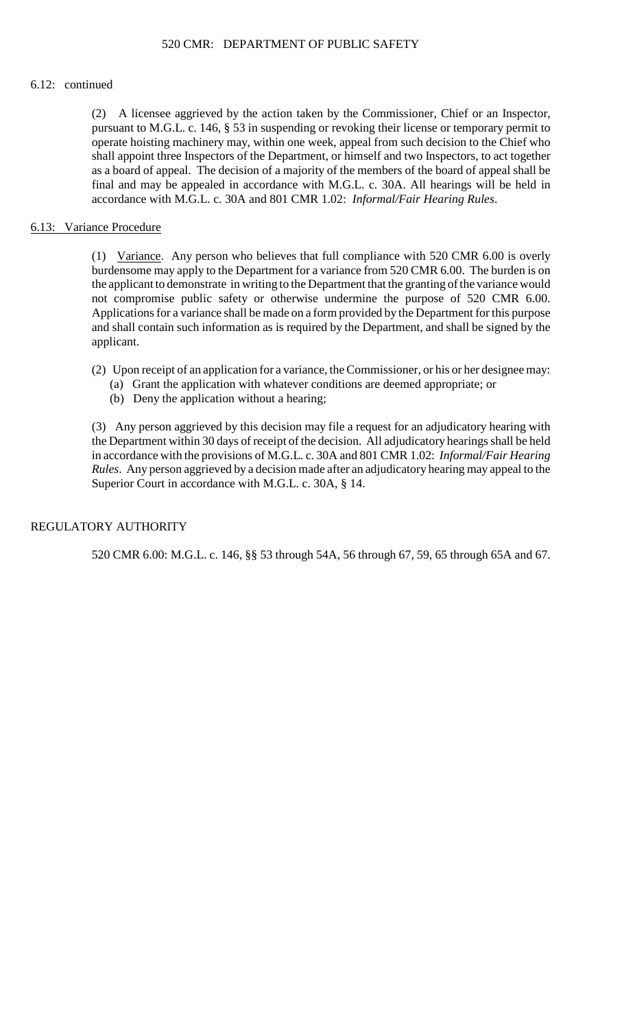6.12: continued

(2) A licensee aggrieved by the action taken by the Commissioner, Chief or an Inspector, pursuant to M.G.L. c. 146, § 53 in suspending or revoking their license or temporary permit to operate hoisting machinery may, within one week, appeal from such decision to the Chief who shall appoint three Inspectors of the Department, or himself and two Inspectors, to act together as a board of appeal. The decision of a majority of the members of the board of appeal shall be final and may be appealed in accordance with M.G.L. c. 30A. All hearings will be held in accordance with M.G.L. c. 30A and 801 CMR 1.02: *Informal/Fair Hearing Rules*.

## 6.13: Variance Procedure

(1) Variance. Any person who believes that full compliance with 520 CMR 6.00 is overly burdensome may apply to the Department for a variance from 520 CMR 6.00. The burden is on the applicant to demonstrate in writing to the Department that the granting of the variance would not compromise public safety or otherwise undermine the purpose of 520 CMR 6.00. Applications for a variance shall be made on a form provided by the Department for this purpose and shall contain such information as is required by the Department, and shall be signed by the applicant.

(2) Upon receipt of an application for a variance, the Commissioner, or his or her designee may:
- (a) Grant the application with whatever conditions are deemed appropriate; or
- (b) Deny the application without a hearing;

(3) Any person aggrieved by this decision may file a request for an adjudicatory hearing with the Department within 30 days of receipt of the decision. All adjudicatory hearings shall be held in accordance with the provisions of M.G.L. c. 30A and 801 CMR 1.02: *Informal/Fair Hearing Rules*. Any person aggrieved by a decision made after an adjudicatory hearing may appeal to the Superior Court in accordance with M.G.L. c. 30A, § 14.

## REGULATORY AUTHORITY

520 CMR 6.00: M.G.L. c. 146, §§ 53 through 54A, 56 through 67, 59, 65 through 65A and 67.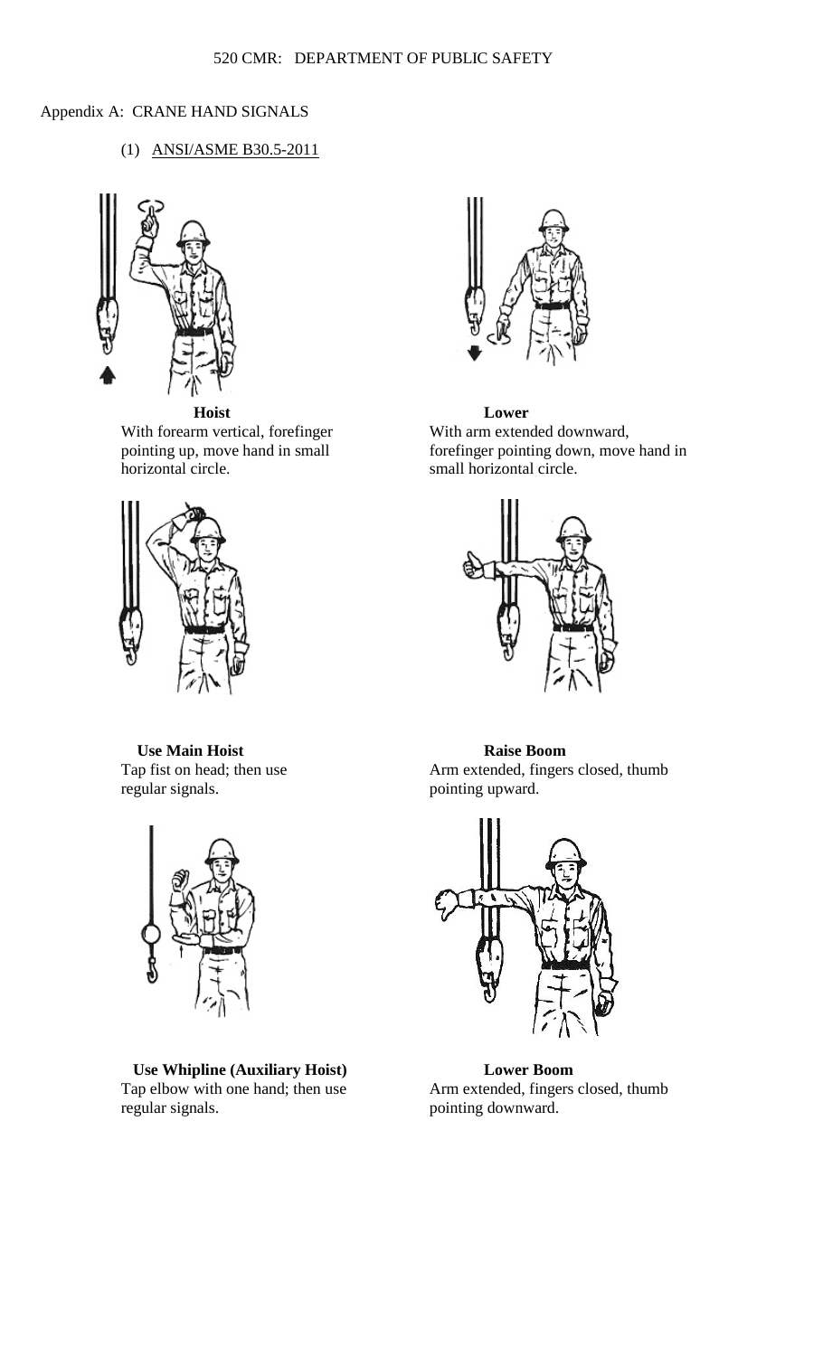Appendix A: CRANE HAND SIGNALS

(1) ANSI/ASME B30.5-2011

**Hoist**
With forearm vertical, forefinger pointing up, move hand in small horizontal circle.

**Lower**
With arm extended downward, forefinger pointing down, move hand in small horizontal circle.

**Use Main Hoist**
Tap fist on head; then use regular signals.

**Raise Boom**
Arm extended, fingers closed, thumb pointing upward.

**Use Whipline (Auxiliary Hoist)**
Tap elbow with one hand; then use regular signals.

**Lower Boom**
Arm extended, fingers closed, thumb pointing downward.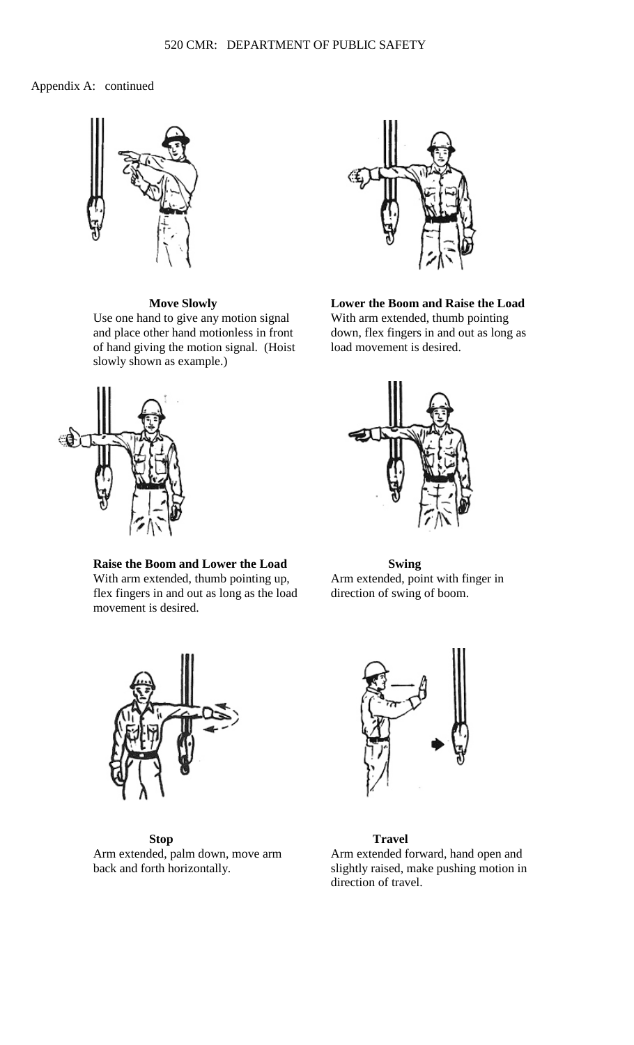Appendix A: continued

**Move Slowly**
Use one hand to give any motion signal and place other hand motionless in front of hand giving the motion signal. (Hoist slowly shown as example.)

**Lower the Boom and Raise the Load**
With arm extended, thumb pointing down, flex fingers in and out as long as load movement is desired.

**Raise the Boom and Lower the Load**
With arm extended, thumb pointing up, flex fingers in and out as long as the load movement is desired.

**Swing**
Arm extended, point with finger in direction of swing of boom.

**Stop**
Arm extended, palm down, move arm back and forth horizontally.

**Travel**
Arm extended forward, hand open and slightly raised, make pushing motion in direction of travel.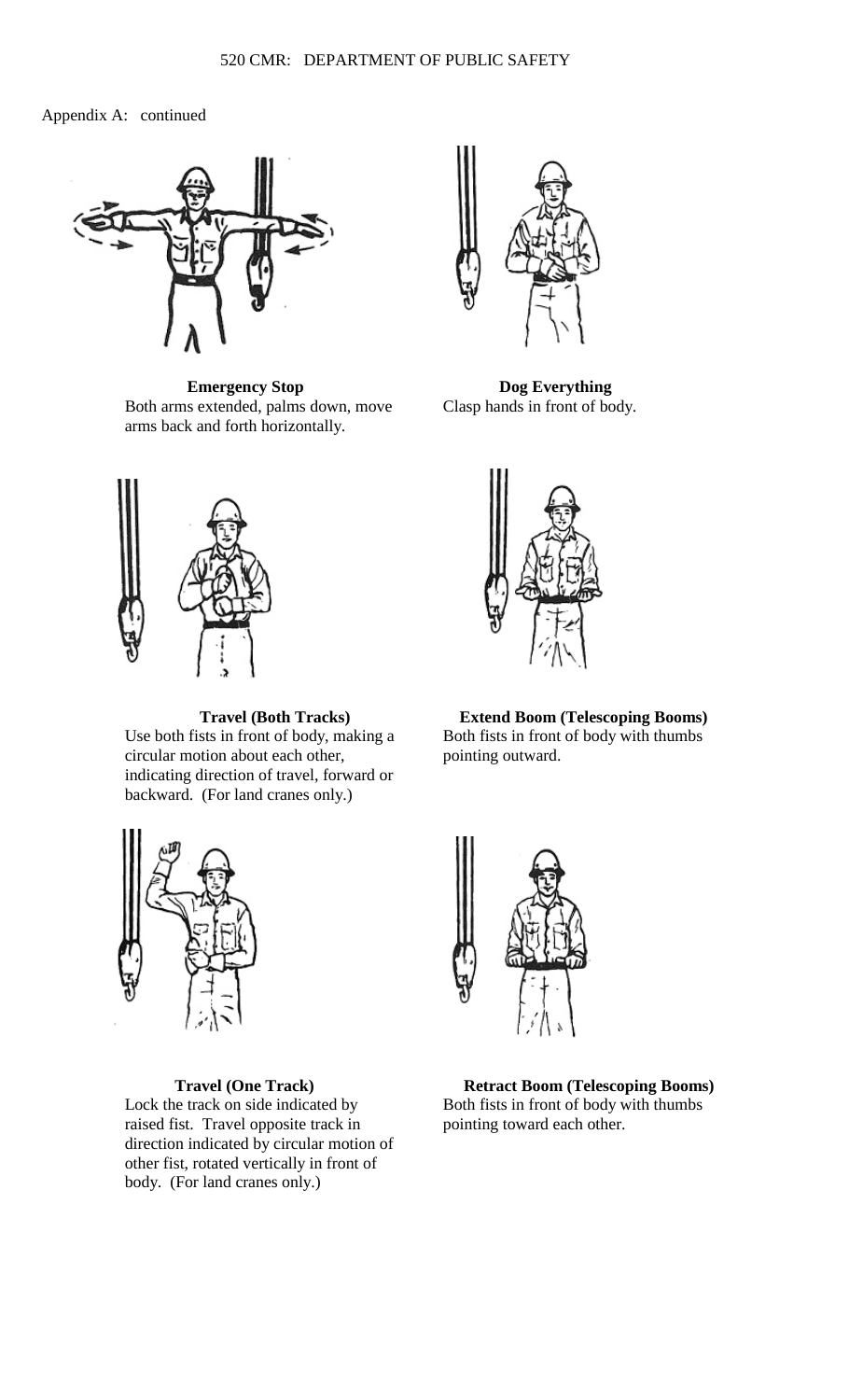Appendix A: continued

**Emergency Stop**
Both arms extended, palms down, move arms back and forth horizontally.

**Dog Everything**
Clasp hands in front of body.

**Travel (Both Tracks)**
Use both fists in front of body, making a circular motion about each other, indicating direction of travel, forward or backward. (For land cranes only.)

**Extend Boom (Telescoping Booms)**
Both fists in front of body with thumbs pointing outward.

**Travel (One Track)**
Lock the track on side indicated by raised fist. Travel opposite track in direction indicated by circular motion of other fist, rotated vertically in front of body. (For land cranes only.)

**Retract Boom (Telescoping Booms)**
Both fists in front of body with thumbs pointing toward each other.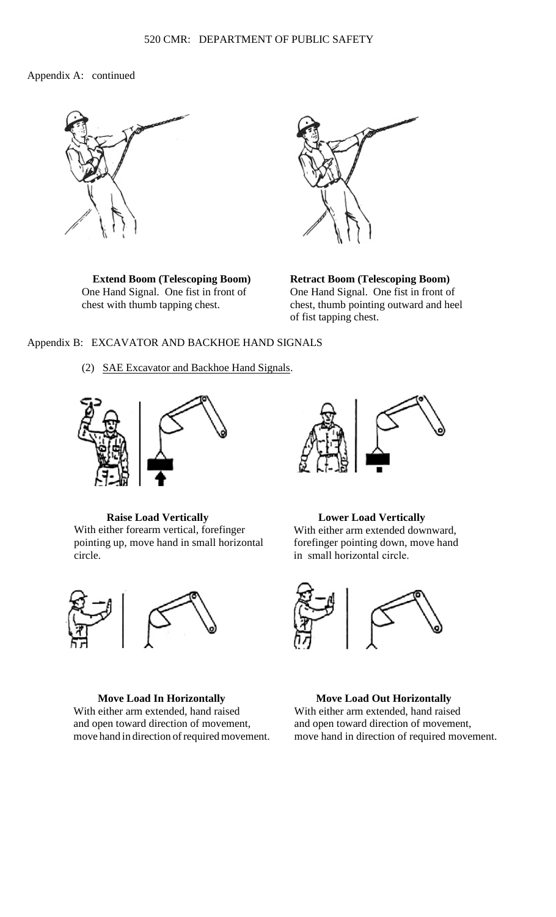Appendix A: continued

**Extend Boom (Telescoping Boom)**
One Hand Signal. One fist in front of chest with thumb tapping chest.

**Retract Boom (Telescoping Boom)**
One Hand Signal. One fist in front of chest, thumb pointing outward and heel of fist tapping chest.

Appendix B: EXCAVATOR AND BACKHOE HAND SIGNALS

(2) SAE Excavator and Backhoe Hand Signals.

**Raise Load Vertically**
With either forearm vertical, forefinger pointing up, move hand in small horizontal circle.

**Lower Load Vertically**
With either arm extended downward, forefinger pointing down, move hand in small horizontal circle.

**Move Load In Horizontally**
With either arm extended, hand raised and open toward direction of movement, move hand in direction of required movement.

**Move Load Out Horizontally**
With either arm extended, hand raised and open toward direction of movement, move hand in direction of required movement.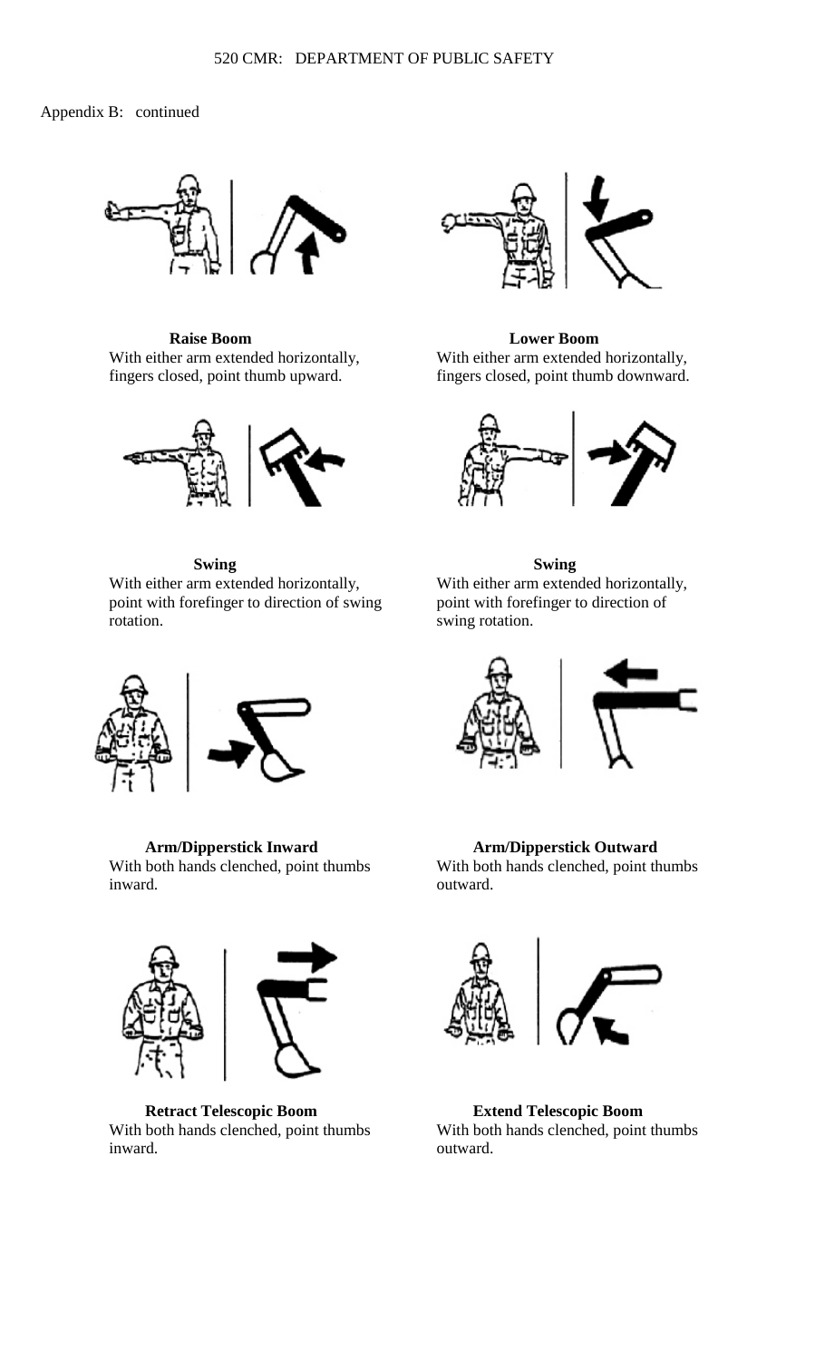Appendix B: continued

**Raise Boom**
With either arm extended horizontally, fingers closed, point thumb upward.

**Lower Boom**
With either arm extended horizontally, fingers closed, point thumb downward.

**Swing**
With either arm extended horizontally, point with forefinger to direction of swing rotation.

**Swing**
With either arm extended horizontally, point with forefinger to direction of swing rotation.

**Arm/Dipperstick Inward**
With both hands clenched, point thumbs inward.

**Arm/Dipperstick Outward**
With both hands clenched, point thumbs outward.

**Retract Telescopic Boom**
With both hands clenched, point thumbs inward.

**Extend Telescopic Boom**
With both hands clenched, point thumbs outward.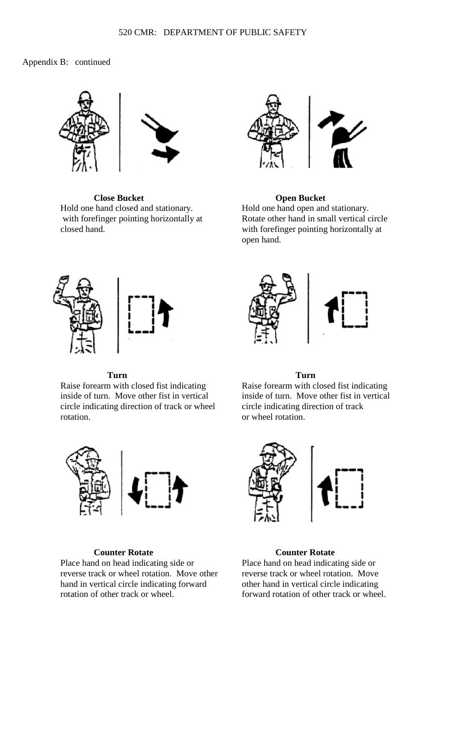Appendix B: continued

**Close Bucket**

Hold one hand closed and stationary. with forefinger pointing horizontally at closed hand.

**Open Bucket**

Hold one hand open and stationary. Rotate other hand in small vertical circle with forefinger pointing horizontally at open hand.

**Turn**

Raise forearm with closed fist indicating inside of turn. Move other fist in vertical circle indicating direction of track or wheel rotation.

**Turn**

Raise forearm with closed fist indicating inside of turn. Move other fist in vertical circle indicating direction of track or wheel rotation.

**Counter Rotate**

Place hand on head indicating side or reverse track or wheel rotation. Move other hand in vertical circle indicating forward rotation of other track or wheel.

**Counter Rotate**

Place hand on head indicating side or reverse track or wheel rotation. Move other hand in vertical circle indicating forward rotation of other track or wheel.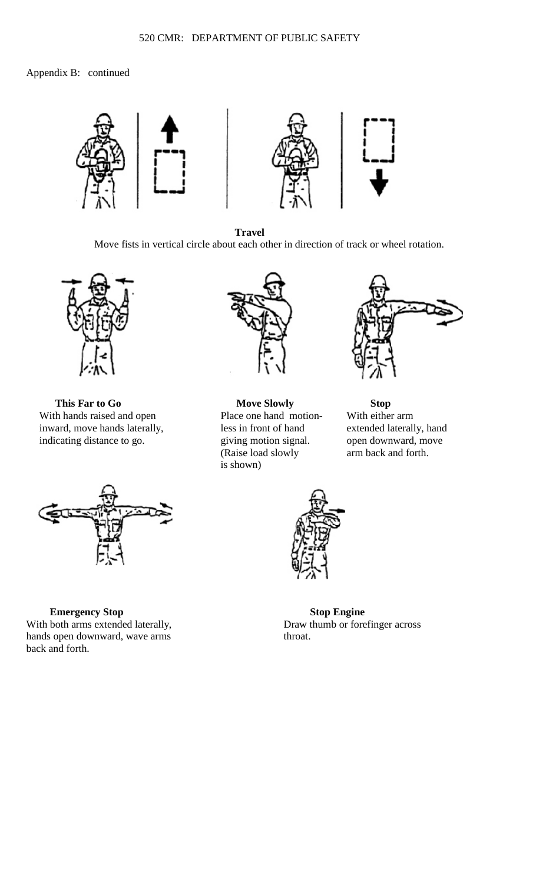Appendix B: continued

**Travel**

Move fists in vertical circle about each other in direction of track or wheel rotation.

**This Far to Go**

With hands raised and open inward, move hands laterally, indicating distance to go.

**Move Slowly**

Place one hand motionless in front of hand giving motion signal. (Raise load slowly is shown)

**Stop**

With either arm extended laterally, hand open downward, move arm back and forth.

**Emergency Stop**

With both arms extended laterally, hands open downward, wave arms back and forth.

**Stop Engine**

Draw thumb or forefinger across throat.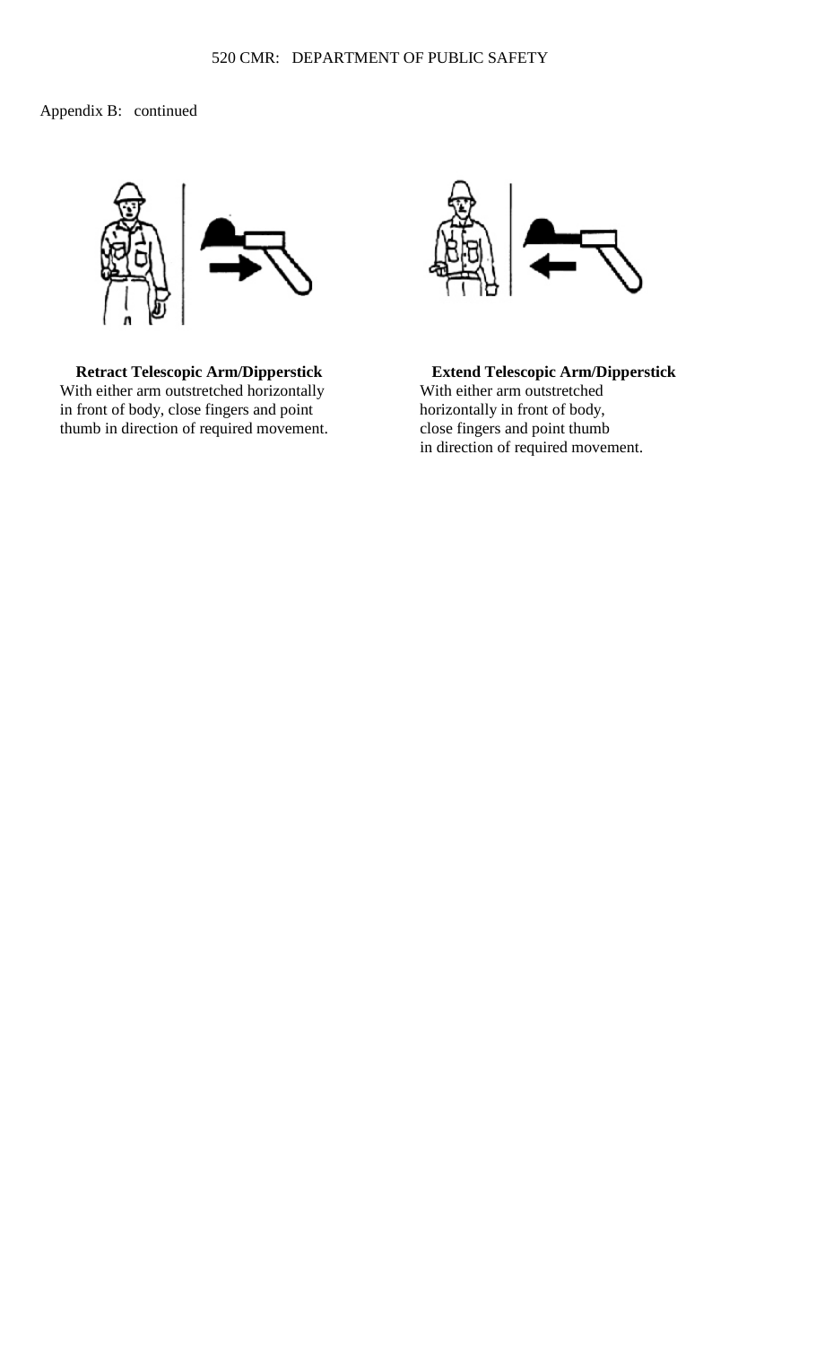Appendix B: continued

**Retract Telescopic Arm/Dipperstick**
With either arm outstretched horizontally in front of body, close fingers and point thumb in direction of required movement.

**Extend Telescopic Arm/Dipperstick**
With either arm outstretched horizontally in front of body, close fingers and point thumb in direction of required movement.